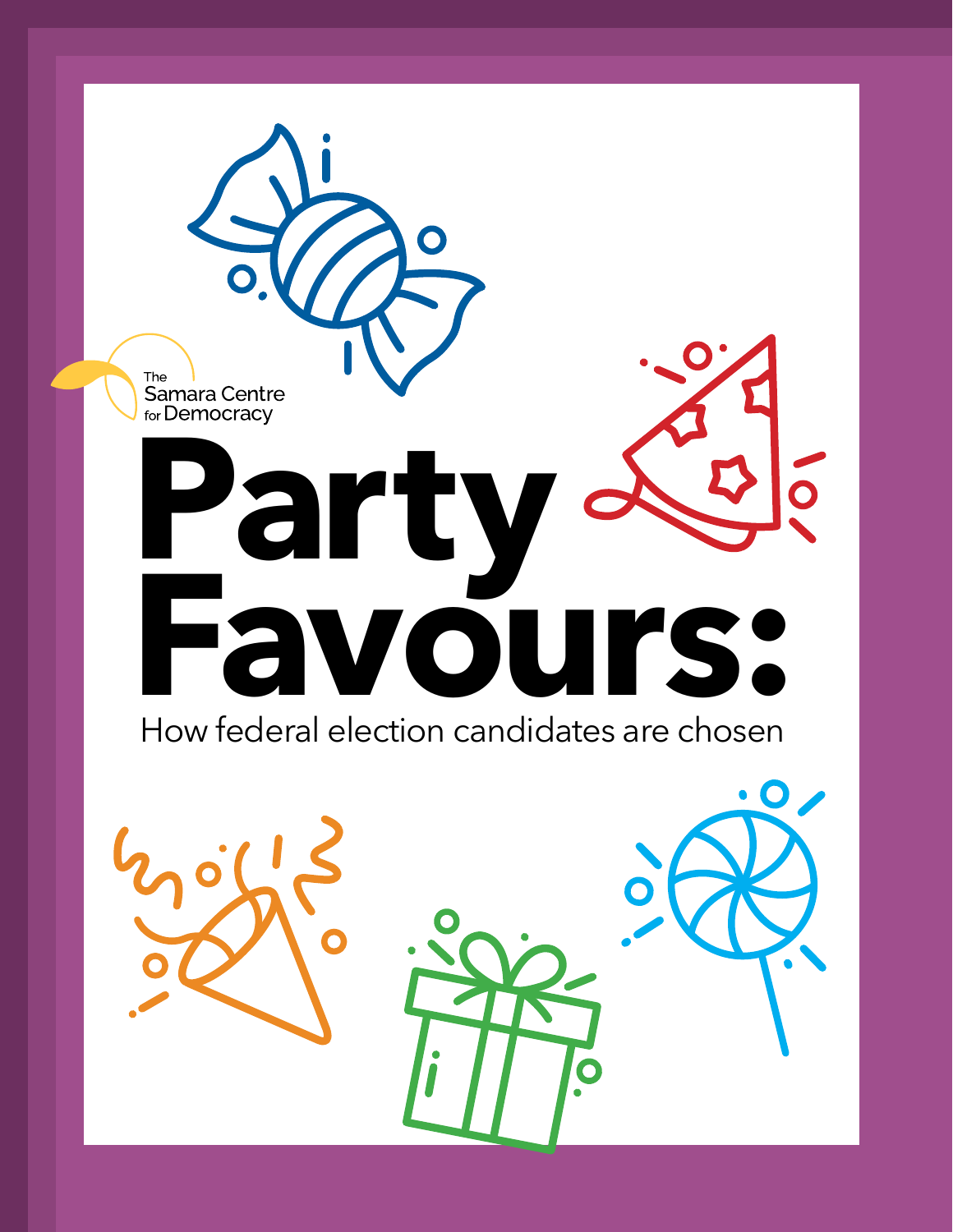The Samara Centre for Democracy

# Party Favours:

## How federal election candidates are chosen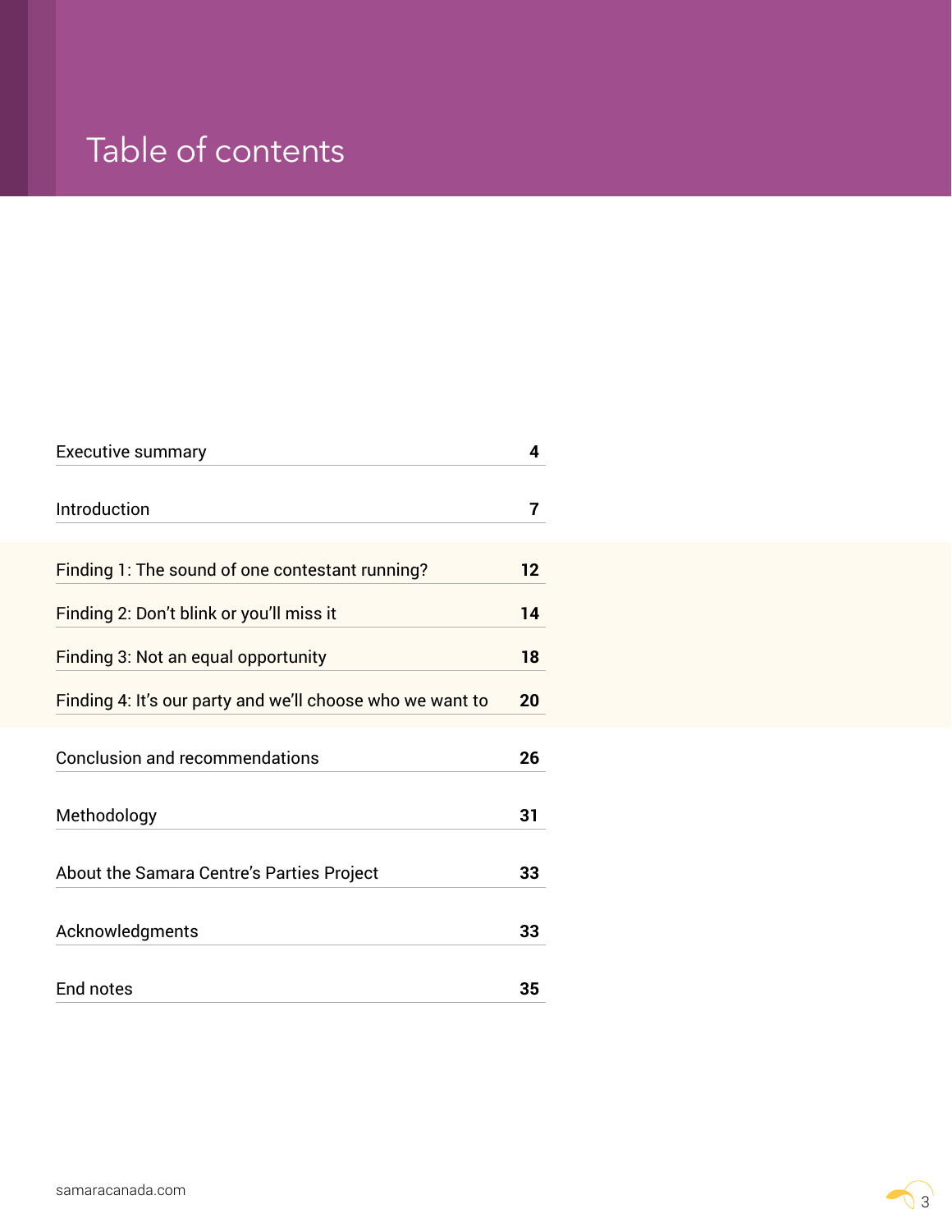# Table of contents

| | |
|---|---|
| Executive summary | 4 |
| Introduction | 7 |
| Finding 1: The sound of one contestant running? | 12 |
| Finding 2: Don't blink or you'll miss it | 14 |
| Finding 3: Not an equal opportunity | 18 |
| Finding 4: It's our party and we'll choose who we want to | 20 |
| Conclusion and recommendations | 26 |
| Methodology | 31 |
| About the Samara Centre's Parties Project | 33 |
| Acknowledgments | 33 |
| End notes | 35 |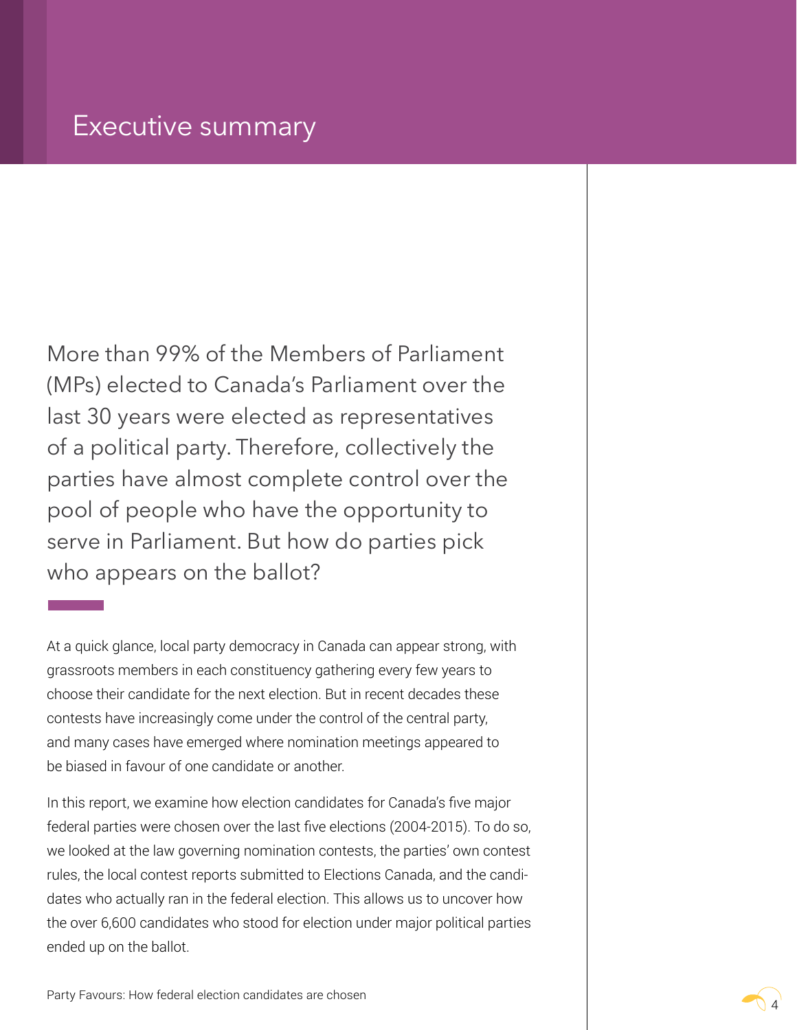# Executive summary

More than 99% of the Members of Parliament (MPs) elected to Canada's Parliament over the last 30 years were elected as representatives of a political party. Therefore, collectively the parties have almost complete control over the pool of people who have the opportunity to serve in Parliament. But how do parties pick who appears on the ballot?

At a quick glance, local party democracy in Canada can appear strong, with grassroots members in each constituency gathering every few years to choose their candidate for the next election. But in recent decades these contests have increasingly come under the control of the central party, and many cases have emerged where nomination meetings appeared to be biased in favour of one candidate or another.

In this report, we examine how election candidates for Canada's five major federal parties were chosen over the last five elections (2004-2015). To do so, we looked at the law governing nomination contests, the parties' own contest rules, the local contest reports submitted to Elections Canada, and the candidates who actually ran in the federal election. This allows us to uncover how the over 6,600 candidates who stood for election under major political parties ended up on the ballot.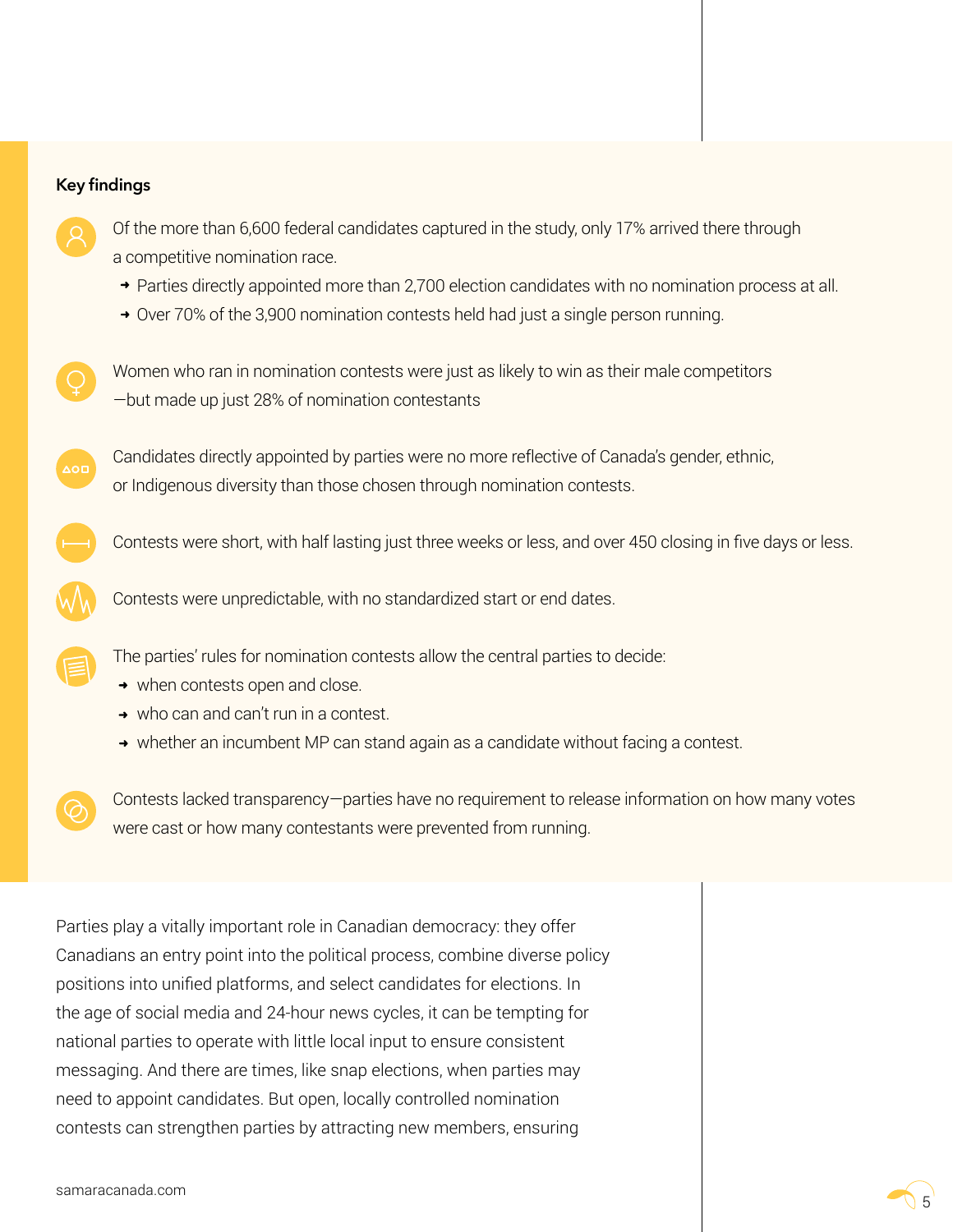**Key findings**

- Of the more than 6,600 federal candidates captured in the study, only 17% arrived there through a competitive nomination race.
  - Parties directly appointed more than 2,700 election candidates with no nomination process at all.
  - Over 70% of the 3,900 nomination contests held had just a single person running.
- Women who ran in nomination contests were just as likely to win as their male competitors—but made up just 28% of nomination contestants
- Candidates directly appointed by parties were no more reflective of Canada's gender, ethnic, or Indigenous diversity than those chosen through nomination contests.
- Contests were short, with half lasting just three weeks or less, and over 450 closing in five days or less.
- Contests were unpredictable, with no standardized start or end dates.
- The parties' rules for nomination contests allow the central parties to decide:
  - when contests open and close.
  - who can and can't run in a contest.
  - whether an incumbent MP can stand again as a candidate without facing a contest.
- Contests lacked transparency—parties have no requirement to release information on how many votes were cast or how many contestants were prevented from running.

Parties play a vitally important role in Canadian democracy: they offer Canadians an entry point into the political process, combine diverse policy positions into unified platforms, and select candidates for elections. In the age of social media and 24-hour news cycles, it can be tempting for national parties to operate with little local input to ensure consistent messaging. And there are times, like snap elections, when parties may need to appoint candidates. But open, locally controlled nomination contests can strengthen parties by attracting new members, ensuring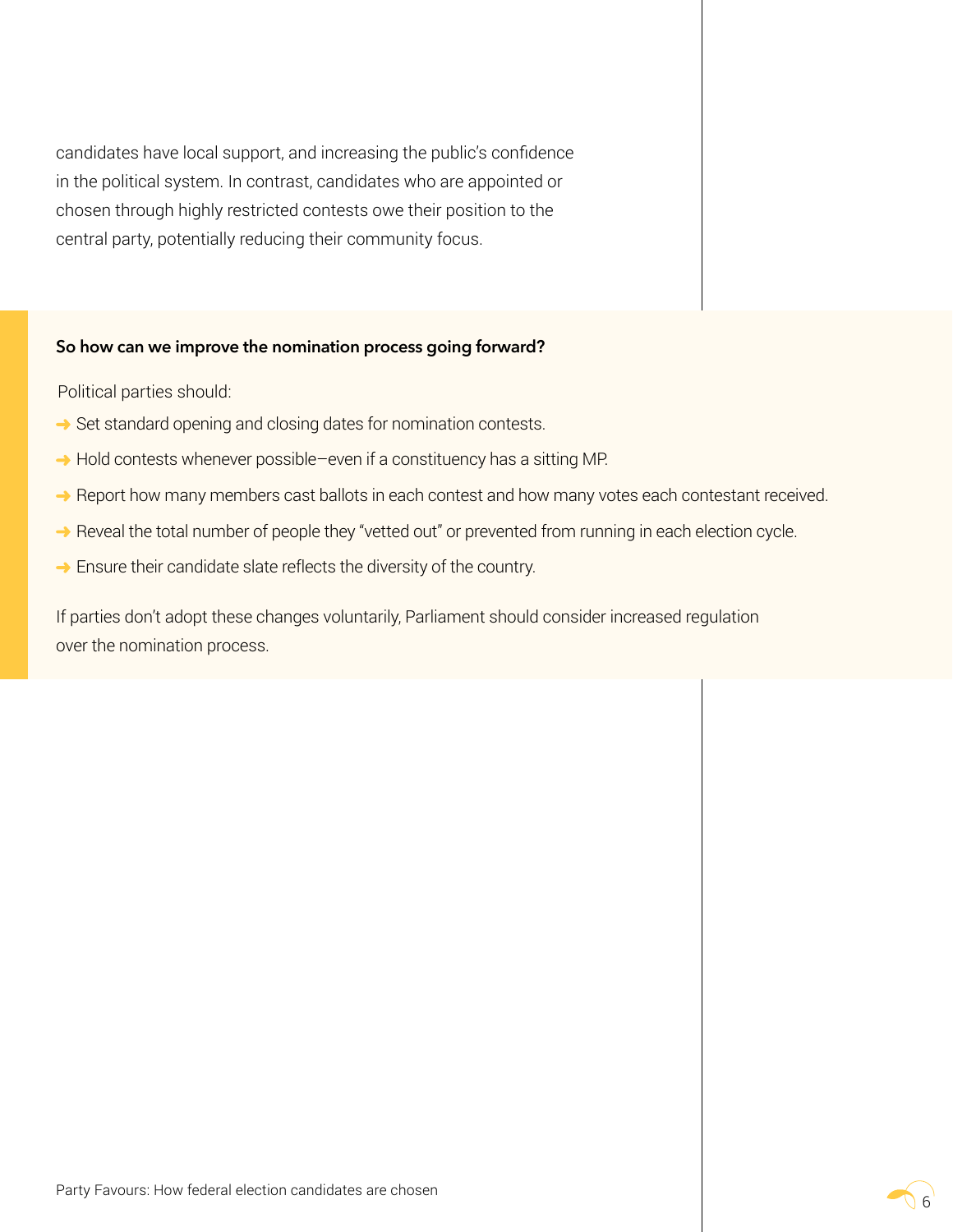candidates have local support, and increasing the public's confidence in the political system. In contrast, candidates who are appointed or chosen through highly restricted contests owe their position to the central party, potentially reducing their community focus.

**So how can we improve the nomination process going forward?**

Political parties should:

- Set standard opening and closing dates for nomination contests.
- Hold contests whenever possible—even if a constituency has a sitting MP.
- Report how many members cast ballots in each contest and how many votes each contestant received.
- Reveal the total number of people they "vetted out" or prevented from running in each election cycle.
- Ensure their candidate slate reflects the diversity of the country.

If parties don't adopt these changes voluntarily, Parliament should consider increased regulation over the nomination process.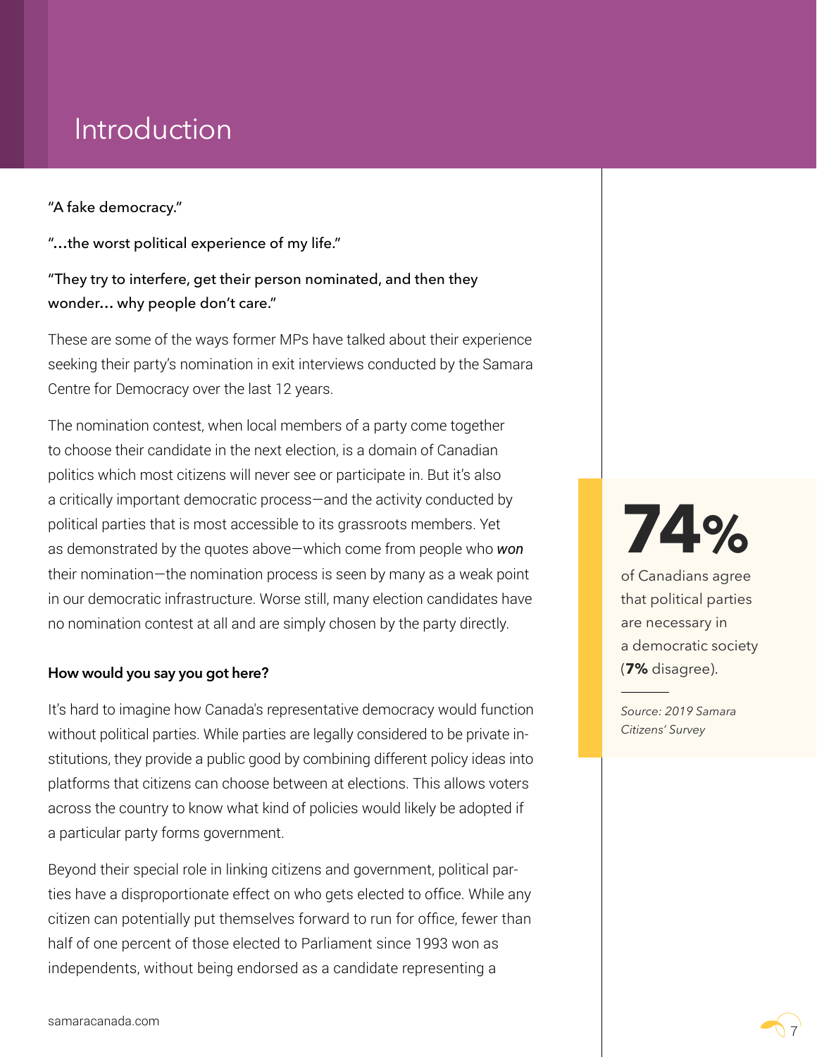# Introduction

"A fake democracy."

"…the worst political experience of my life."

"They try to interfere, get their person nominated, and then they wonder… why people don't care."

These are some of the ways former MPs have talked about their experience seeking their party's nomination in exit interviews conducted by the Samara Centre for Democracy over the last 12 years.

The nomination contest, when local members of a party come together to choose their candidate in the next election, is a domain of Canadian politics which most citizens will never see or participate in. But it's also a critically important democratic process—and the activity conducted by political parties that is most accessible to its grassroots members. Yet as demonstrated by the quotes above—which come from people who ***won*** their nomination—the nomination process is seen by many as a weak point in our democratic infrastructure. Worse still, many election candidates have no nomination contest at all and are simply chosen by the party directly.

**How would you say you got here?**

It's hard to imagine how Canada's representative democracy would function without political parties. While parties are legally considered to be private institutions, they provide a public good by combining different policy ideas into platforms that citizens can choose between at elections. This allows voters across the country to know what kind of policies would likely be adopted if a particular party forms government.

Beyond their special role in linking citizens and government, political parties have a disproportionate effect on who gets elected to office. While any citizen can potentially put themselves forward to run for office, fewer than half of one percent of those elected to Parliament since 1993 won as independents, without being endorsed as a candidate representing a

**74%** of Canadians agree that political parties are necessary in a democratic society (**7%** disagree).

*Source: 2019 Samara Citizens' Survey*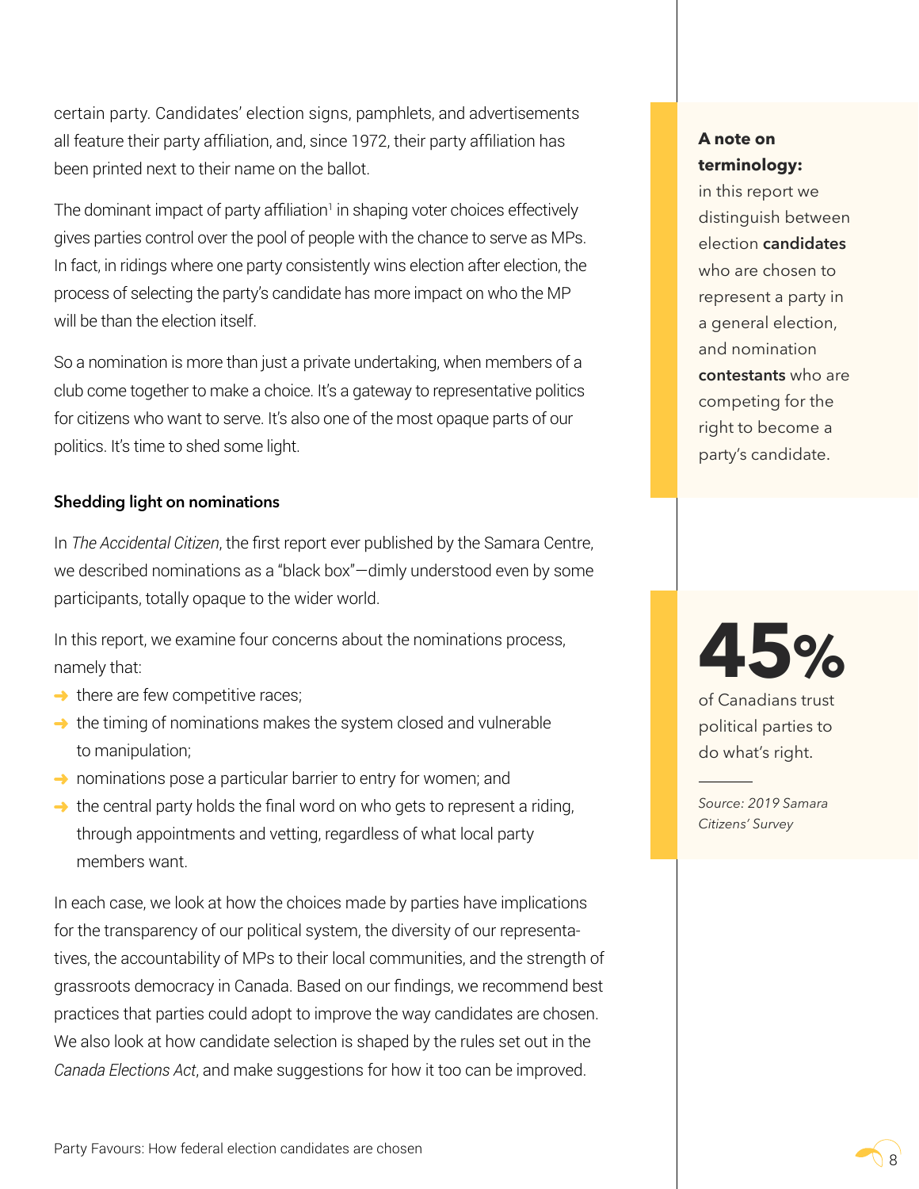certain party. Candidates' election signs, pamphlets, and advertisements all feature their party affiliation, and, since 1972, their party affiliation has been printed next to their name on the ballot.

The dominant impact of party affiliation[1] in shaping voter choices effectively gives parties control over the pool of people with the chance to serve as MPs. In fact, in ridings where one party consistently wins election after election, the process of selecting the party's candidate has more impact on who the MP will be than the election itself.

So a nomination is more than just a private undertaking, when members of a club come together to make a choice. It's a gateway to representative politics for citizens who want to serve. It's also one of the most opaque parts of our politics. It's time to shed some light.

**A note on terminology:** in this report we distinguish between election **candidates** who are chosen to represent a party in a general election, and nomination **contestants** who are competing for the right to become a party's candidate.

### Shedding light on nominations

In *The Accidental Citizen*, the first report ever published by the Samara Centre, we described nominations as a "black box"—dimly understood even by some participants, totally opaque to the wider world.

In this report, we examine four concerns about the nominations process, namely that:

- there are few competitive races;
- the timing of nominations makes the system closed and vulnerable to manipulation;
- nominations pose a particular barrier to entry for women; and
- the central party holds the final word on who gets to represent a riding, through appointments and vetting, regardless of what local party members want.

In each case, we look at how the choices made by parties have implications for the transparency of our political system, the diversity of our representatives, the accountability of MPs to their local communities, and the strength of grassroots democracy in Canada. Based on our findings, we recommend best practices that parties could adopt to improve the way candidates are chosen. We also look at how candidate selection is shaped by the rules set out in the *Canada Elections Act*, and make suggestions for how it too can be improved.

**45%** of Canadians trust political parties to do what's right.

*Source: 2019 Samara Citizens' Survey*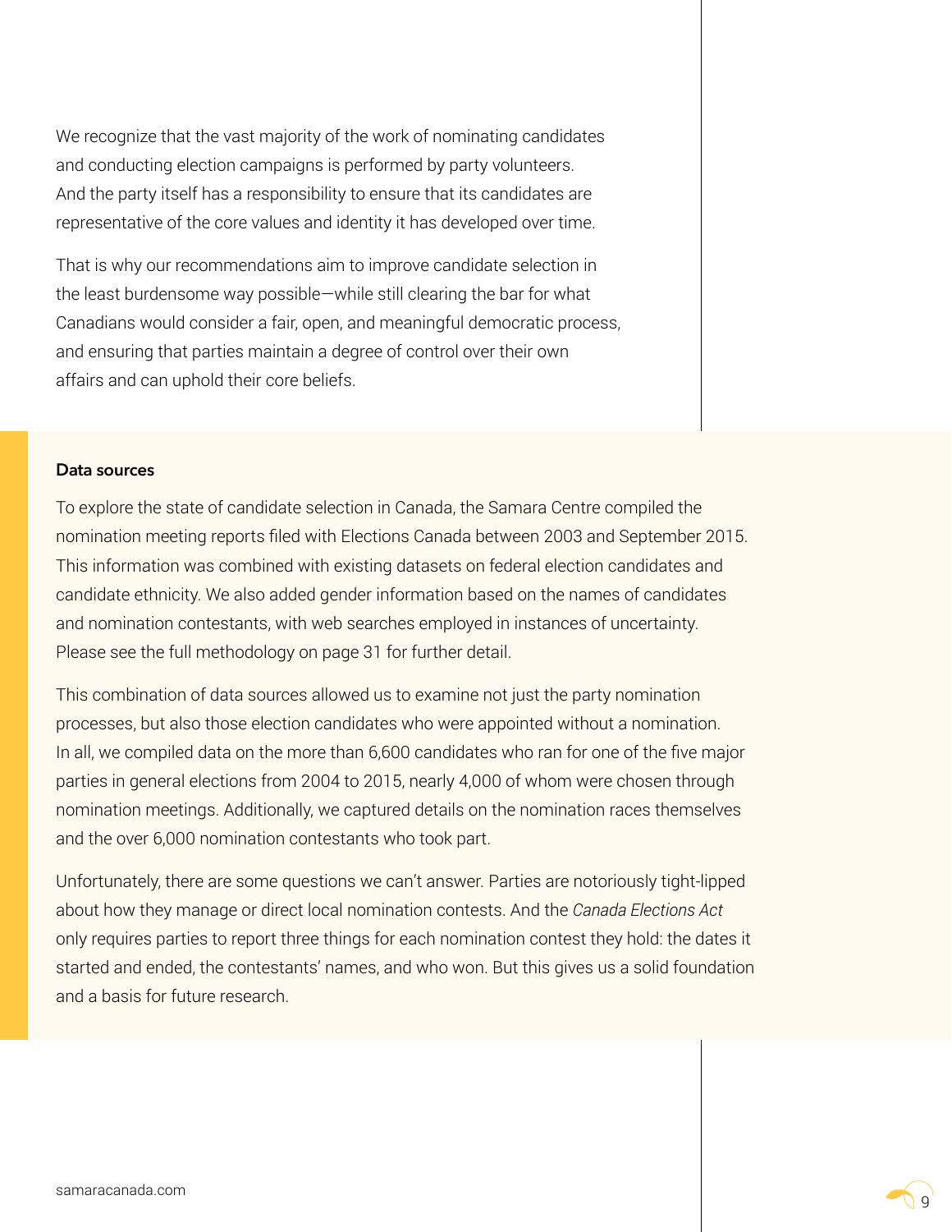We recognize that the vast majority of the work of nominating candidates and conducting election campaigns is performed by party volunteers. And the party itself has a responsibility to ensure that its candidates are representative of the core values and identity it has developed over time.

That is why our recommendations aim to improve candidate selection in the least burdensome way possible—while still clearing the bar for what Canadians would consider a fair, open, and meaningful democratic process, and ensuring that parties maintain a degree of control over their own affairs and can uphold their core beliefs.

**Data sources**

To explore the state of candidate selection in Canada, the Samara Centre compiled the nomination meeting reports filed with Elections Canada between 2003 and September 2015. This information was combined with existing datasets on federal election candidates and candidate ethnicity. We also added gender information based on the names of candidates and nomination contestants, with web searches employed in instances of uncertainty. Please see the full methodology on page 31 for further detail.

This combination of data sources allowed us to examine not just the party nomination processes, but also those election candidates who were appointed without a nomination. In all, we compiled data on the more than 6,600 candidates who ran for one of the five major parties in general elections from 2004 to 2015, nearly 4,000 of whom were chosen through nomination meetings. Additionally, we captured details on the nomination races themselves and the over 6,000 nomination contestants who took part.

Unfortunately, there are some questions we can't answer. Parties are notoriously tight-lipped about how they manage or direct local nomination contests. And the *Canada Elections Act* only requires parties to report three things for each nomination contest they hold: the dates it started and ended, the contestants' names, and who won. But this gives us a solid foundation and a basis for future research.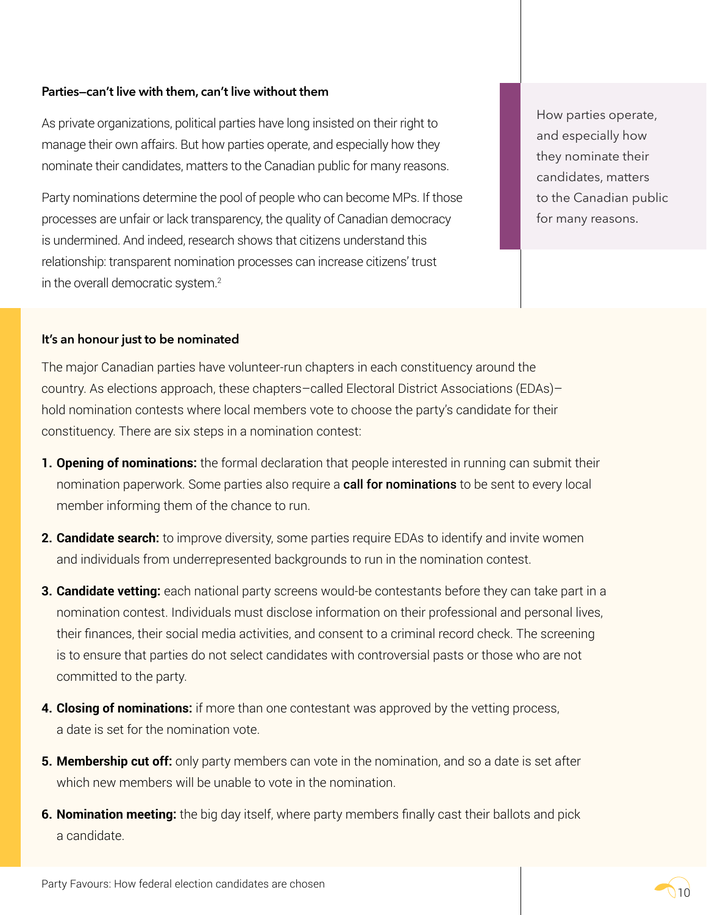### Parties—can't live with them, can't live without them

As private organizations, political parties have long insisted on their right to manage their own affairs. But how parties operate, and especially how they nominate their candidates, matters to the Canadian public for many reasons.

Party nominations determine the pool of people who can become MPs. If those processes are unfair or lack transparency, the quality of Canadian democracy is undermined. And indeed, research shows that citizens understand this relationship: transparent nomination processes can increase citizens' trust in the overall democratic system.[2]

> How parties operate, and especially how they nominate their candidates, matters to the Canadian public for many reasons.

### It's an honour just to be nominated

The major Canadian parties have volunteer-run chapters in each constituency around the country. As elections approach, these chapters–called Electoral District Associations (EDAs)–hold nomination contests where local members vote to choose the party's candidate for their constituency. There are six steps in a nomination contest:

1. **Opening of nominations:** the formal declaration that people interested in running can submit their nomination paperwork. Some parties also require a **call for nominations** to be sent to every local member informing them of the chance to run.
2. **Candidate search:** to improve diversity, some parties require EDAs to identify and invite women and individuals from underrepresented backgrounds to run in the nomination contest.
3. **Candidate vetting:** each national party screens would-be contestants before they can take part in a nomination contest. Individuals must disclose information on their professional and personal lives, their finances, their social media activities, and consent to a criminal record check. The screening is to ensure that parties do not select candidates with controversial pasts or those who are not committed to the party.
4. **Closing of nominations:** if more than one contestant was approved by the vetting process, a date is set for the nomination vote.
5. **Membership cut off:** only party members can vote in the nomination, and so a date is set after which new members will be unable to vote in the nomination.
6. **Nomination meeting:** the big day itself, where party members finally cast their ballots and pick a candidate.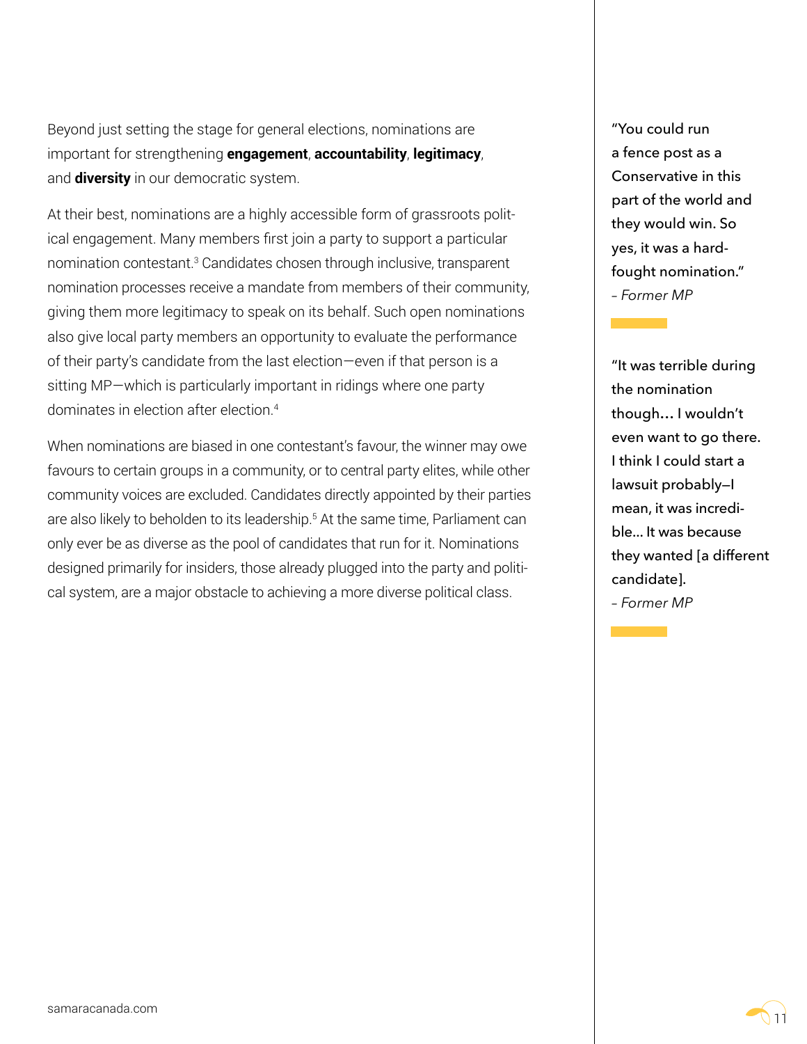Beyond just setting the stage for general elections, nominations are important for strengthening **engagement**, **accountability**, **legitimacy**, and **diversity** in our democratic system.

At their best, nominations are a highly accessible form of grassroots political engagement. Many members first join a party to support a particular nomination contestant.[3] Candidates chosen through inclusive, transparent nomination processes receive a mandate from members of their community, giving them more legitimacy to speak on its behalf. Such open nominations also give local party members an opportunity to evaluate the performance of their party's candidate from the last election—even if that person is a sitting MP—which is particularly important in ridings where one party dominates in election after election.[4]

When nominations are biased in one contestant's favour, the winner may owe favours to certain groups in a community, or to central party elites, while other community voices are excluded. Candidates directly appointed by their parties are also likely to beholden to its leadership.[5] At the same time, Parliament can only ever be as diverse as the pool of candidates that run for it. Nominations designed primarily for insiders, those already plugged into the party and political system, are a major obstacle to achieving a more diverse political class.

> "You could run a fence post as a Conservative in this part of the world and they would win. So yes, it was a hard-fought nomination."
> *– Former MP*

> "It was terrible during the nomination though… I wouldn't even want to go there. I think I could start a lawsuit probably—I mean, it was incredible… It was because they wanted [a different candidate].
> *– Former MP*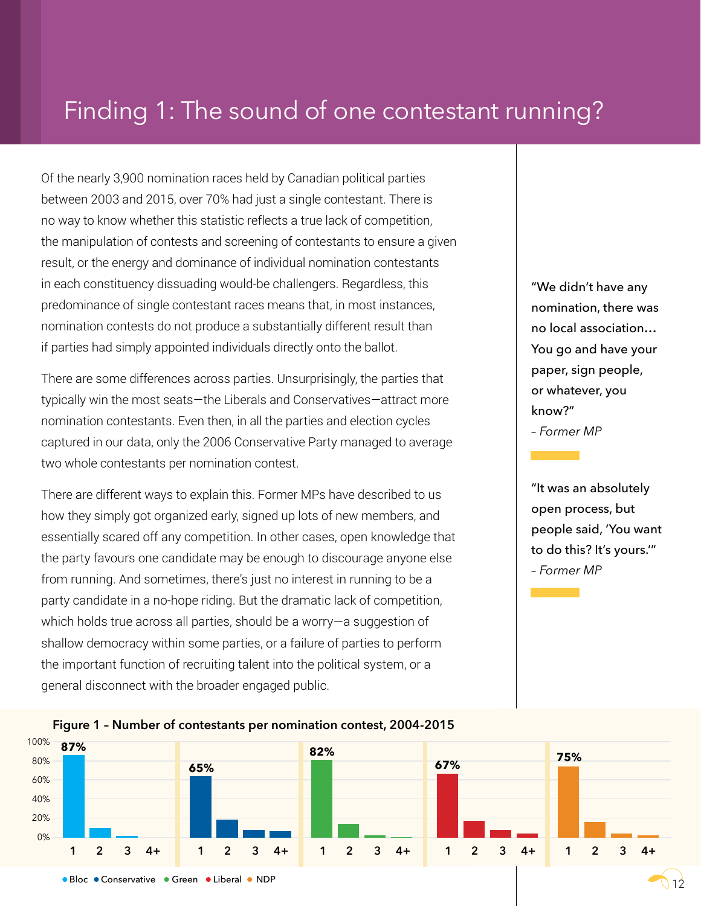# Finding 1: The sound of one contestant running?

Of the nearly 3,900 nomination races held by Canadian political parties between 2003 and 2015, over 70% had just a single contestant. There is no way to know whether this statistic reflects a true lack of competition, the manipulation of contests and screening of contestants to ensure a given result, or the energy and dominance of individual nomination contestants in each constituency dissuading would-be challengers. Regardless, this predominance of single contestant races means that, in most instances, nomination contests do not produce a substantially different result than if parties had simply appointed individuals directly onto the ballot.

There are some differences across parties. Unsurprisingly, the parties that typically win the most seats—the Liberals and Conservatives—attract more nomination contestants. Even then, in all the parties and election cycles captured in our data, only the 2006 Conservative Party managed to average two whole contestants per nomination contest.

There are different ways to explain this. Former MPs have described to us how they simply got organized early, signed up lots of new members, and essentially scared off any competition. In other cases, open knowledge that the party favours one candidate may be enough to discourage anyone else from running. And sometimes, there's just no interest in running to be a party candidate in a no-hope riding. But the dramatic lack of competition, which holds true across all parties, should be a worry—a suggestion of shallow democracy within some parties, or a failure of parties to perform the important function of recruiting talent into the political system, or a general disconnect with the broader engaged public.

"We didn't have any nomination, there was no local association… You go and have your paper, sign people, or whatever, you know?"
*– Former MP*

"It was an absolutely open process, but people said, 'You want to do this? It's yours.'"
*– Former MP*

**Figure 1 – Number of contestants per nomination contest, 2004-2015**

| Party | 1 contestant | 2 | 3 | 4+ |
|---|---|---|---|---|
| Bloc | 87% | | | |
| Conservative | 65% | | | |
| Green | 82% | | | |
| Liberal | 67% | | | |
| NDP | 75% | | | |

● Bloc ● Conservative ● Green ● Liberal ● NDP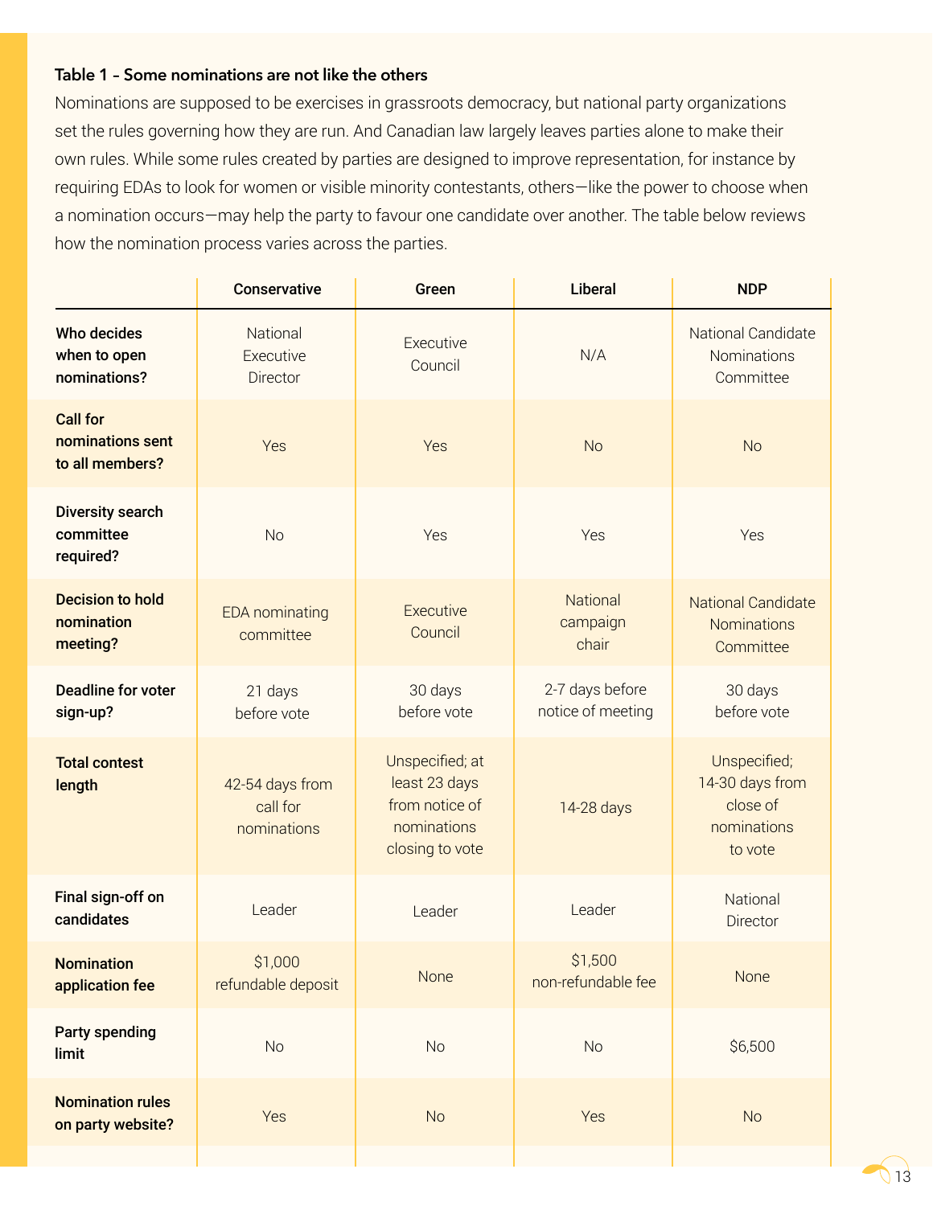### Table 1 – Some nominations are not like the others

Nominations are supposed to be exercises in grassroots democracy, but national party organizations set the rules governing how they are run. And Canadian law largely leaves parties alone to make their own rules. While some rules created by parties are designed to improve representation, for instance by requiring EDAs to look for women or visible minority contestants, others—like the power to choose when a nomination occurs—may help the party to favour one candidate over another. The table below reviews how the nomination process varies across the parties.

| | Conservative | Green | Liberal | NDP |
|---|---|---|---|---|
| **Who decides when to open nominations?** | National Executive Director | Executive Council | N/A | National Candidate Nominations Committee |
| **Call for nominations sent to all members?** | Yes | Yes | No | No |
| **Diversity search committee required?** | No | Yes | Yes | Yes |
| **Decision to hold nomination meeting?** | EDA nominating committee | Executive Council | National campaign chair | National Candidate Nominations Committee |
| **Deadline for voter sign-up?** | 21 days before vote | 30 days before vote | 2-7 days before notice of meeting | 30 days before vote |
| **Total contest length** | 42-54 days from call for nominations | Unspecified; at least 23 days from notice of nominations closing to vote | 14-28 days | Unspecified; 14-30 days from close of nominations to vote |
| **Final sign-off on candidates** | Leader | Leader | Leader | National Director |
| **Nomination application fee** | $1,000 refundable deposit | None | $1,500 non-refundable fee | None |
| **Party spending limit** | No | No | No | $6,500 |
| **Nomination rules on party website?** | Yes | No | Yes | No |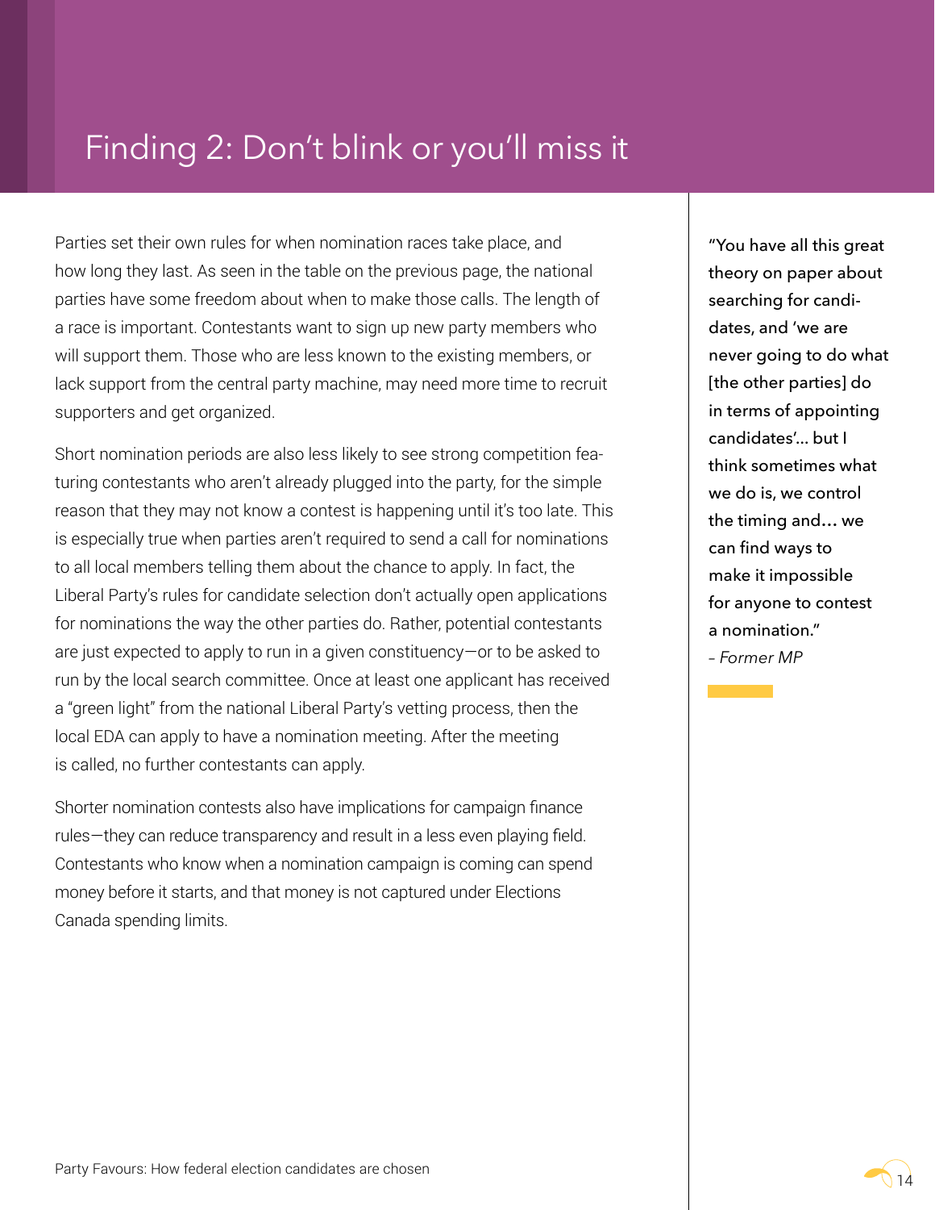# Finding 2: Don't blink or you'll miss it

Parties set their own rules for when nomination races take place, and how long they last. As seen in the table on the previous page, the national parties have some freedom about when to make those calls. The length of a race is important. Contestants want to sign up new party members who will support them. Those who are less known to the existing members, or lack support from the central party machine, may need more time to recruit supporters and get organized.

Short nomination periods are also less likely to see strong competition featuring contestants who aren't already plugged into the party, for the simple reason that they may not know a contest is happening until it's too late. This is especially true when parties aren't required to send a call for nominations to all local members telling them about the chance to apply. In fact, the Liberal Party's rules for candidate selection don't actually open applications for nominations the way the other parties do. Rather, potential contestants are just expected to apply to run in a given constituency—or to be asked to run by the local search committee. Once at least one applicant has received a "green light" from the national Liberal Party's vetting process, then the local EDA can apply to have a nomination meeting. After the meeting is called, no further contestants can apply.

Shorter nomination contests also have implications for campaign finance rules—they can reduce transparency and result in a less even playing field. Contestants who know when a nomination campaign is coming can spend money before it starts, and that money is not captured under Elections Canada spending limits.

> "You have all this great theory on paper about searching for candidates, and 'we are never going to do what [the other parties] do in terms of appointing candidates'... but I think sometimes what we do is, we control the timing and… we can find ways to make it impossible for anyone to contest a nomination."
>
> *– Former MP*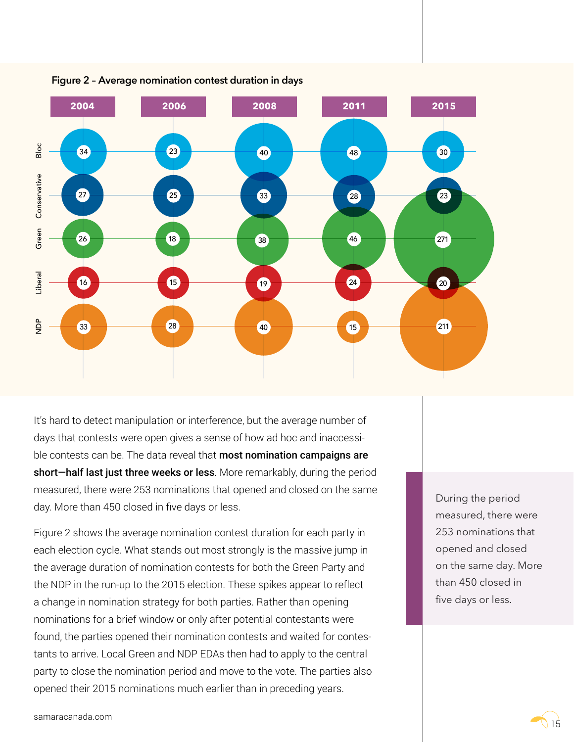**Figure 2 – Average nomination contest duration in days**

| | 2004 | 2006 | 2008 | 2011 | 2015 |
|---|---|---|---|---|---|
| Bloc | 34 | 23 | 40 | 48 | 30 |
| Conservative | 27 | 25 | 33 | 28 | 23 |
| Green | 26 | 18 | 38 | 46 | 271 |
| Liberal | 16 | 15 | 19 | 24 | 20 |
| NDP | 33 | 28 | 40 | 15 | 211 |

It's hard to detect manipulation or interference, but the average number of days that contests were open gives a sense of how ad hoc and inaccessible contests can be. The data reveal that **most nomination campaigns are short—half last just three weeks or less**. More remarkably, during the period measured, there were 253 nominations that opened and closed on the same day. More than 450 closed in five days or less.

Figure 2 shows the average nomination contest duration for each party in each election cycle. What stands out most strongly is the massive jump in the average duration of nomination contests for both the Green Party and the NDP in the run-up to the 2015 election. These spikes appear to reflect a change in nomination strategy for both parties. Rather than opening nominations for a brief window or only after potential contestants were found, the parties opened their nomination contests and waited for contestants to arrive. Local Green and NDP EDAs then had to apply to the central party to close the nomination period and move to the vote. The parties also opened their 2015 nominations much earlier than in preceding years.

> During the period measured, there were 253 nominations that opened and closed on the same day. More than 450 closed in five days or less.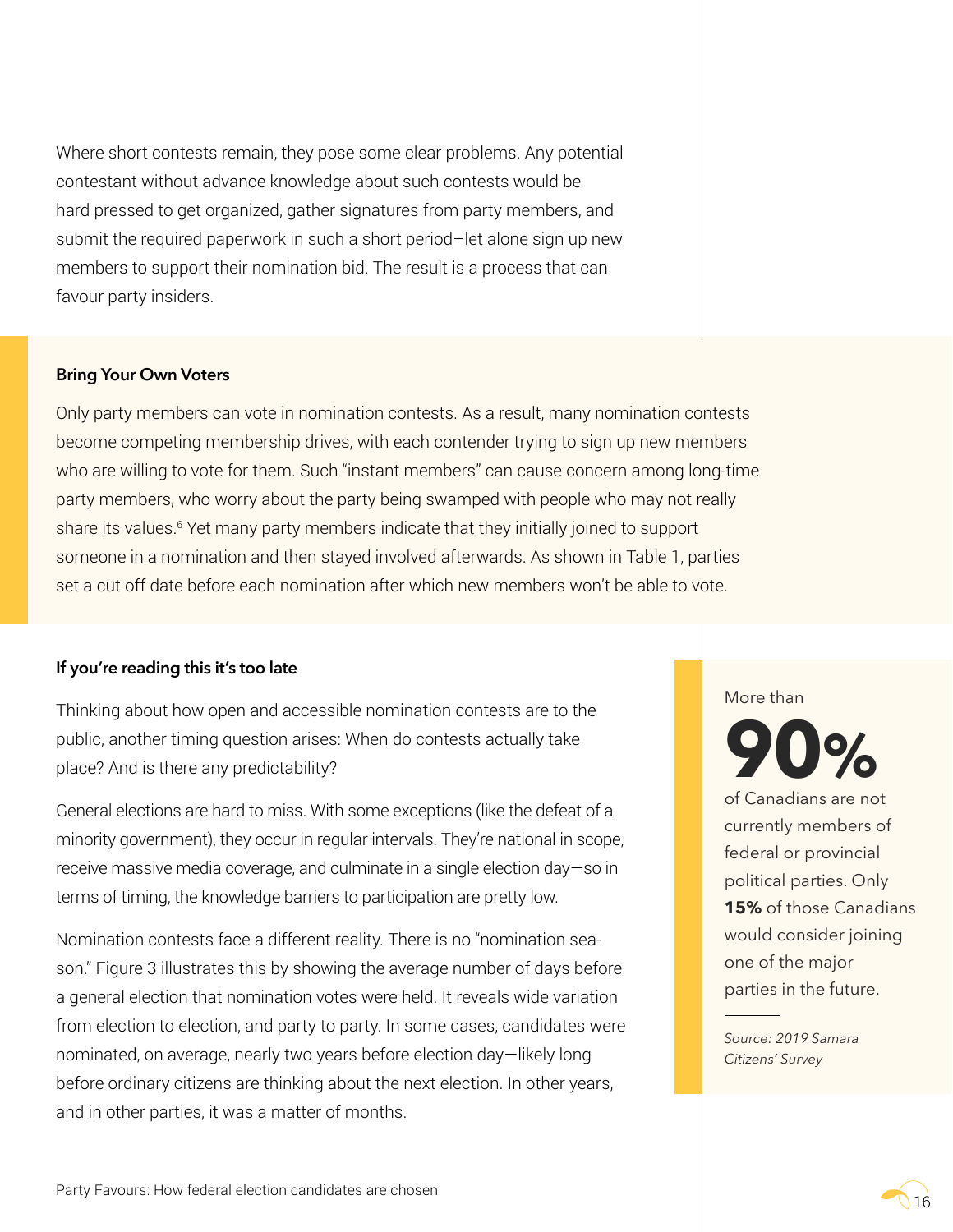Where short contests remain, they pose some clear problems. Any potential contestant without advance knowledge about such contests would be hard pressed to get organized, gather signatures from party members, and submit the required paperwork in such a short period—let alone sign up new members to support their nomination bid. The result is a process that can favour party insiders.

**Bring Your Own Voters**

Only party members can vote in nomination contests. As a result, many nomination contests become competing membership drives, with each contender trying to sign up new members who are willing to vote for them. Such "instant members" can cause concern among long-time party members, who worry about the party being swamped with people who may not really share its values.[6] Yet many party members indicate that they initially joined to support someone in a nomination and then stayed involved afterwards. As shown in Table 1, parties set a cut off date before each nomination after which new members won't be able to vote.

**If you're reading this it's too late**

Thinking about how open and accessible nomination contests are to the public, another timing question arises: When do contests actually take place? And is there any predictability?

General elections are hard to miss. With some exceptions (like the defeat of a minority government), they occur in regular intervals. They're national in scope, receive massive media coverage, and culminate in a single election day—so in terms of timing, the knowledge barriers to participation are pretty low.

Nomination contests face a different reality. There is no "nomination season." Figure 3 illustrates this by showing the average number of days before a general election that nomination votes were held. It reveals wide variation from election to election, and party to party. In some cases, candidates were nominated, on average, nearly two years before election day—likely long before ordinary citizens are thinking about the next election. In other years, and in other parties, it was a matter of months.

More than

**90%**

of Canadians are not currently members of federal or provincial political parties. Only **15%** of those Canadians would consider joining one of the major parties in the future.

*Source: 2019 Samara Citizens' Survey*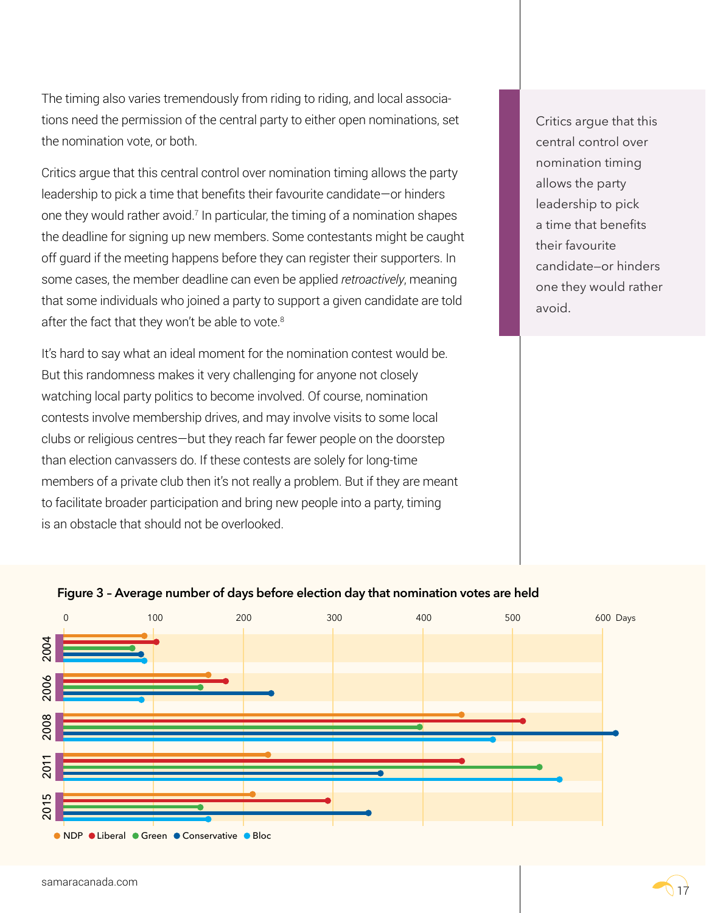The timing also varies tremendously from riding to riding, and local associations need the permission of the central party to either open nominations, set the nomination vote, or both.

Critics argue that this central control over nomination timing allows the party leadership to pick a time that benefits their favourite candidate—or hinders one they would rather avoid.[7] In particular, the timing of a nomination shapes the deadline for signing up new members. Some contestants might be caught off guard if the meeting happens before they can register their supporters. In some cases, the member deadline can even be applied *retroactively*, meaning that some individuals who joined a party to support a given candidate are told after the fact that they won't be able to vote.[8]

It's hard to say what an ideal moment for the nomination contest would be. But this randomness makes it very challenging for anyone not closely watching local party politics to become involved. Of course, nomination contests involve membership drives, and may involve visits to some local clubs or religious centres—but they reach far fewer people on the doorstep than election canvassers do. If these contests are solely for long-time members of a private club then it's not really a problem. But if they are meant to facilitate broader participation and bring new people into a party, timing is an obstacle that should not be overlooked.

> Critics argue that this central control over nomination timing allows the party leadership to pick a time that benefits their favourite candidate—or hinders one they would rather avoid.

**Figure 3 – Average number of days before election day that nomination votes are held**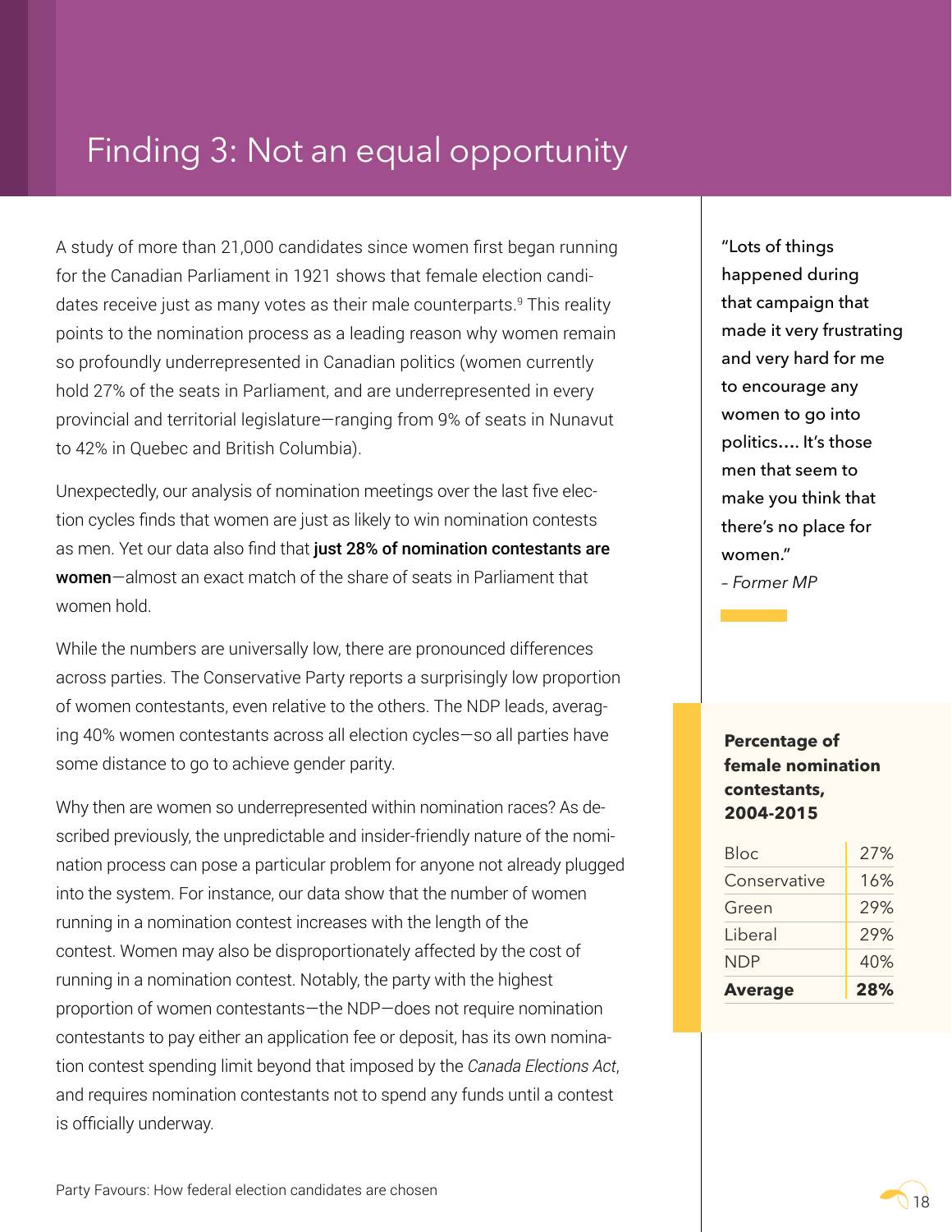# Finding 3: Not an equal opportunity

A study of more than 21,000 candidates since women first began running for the Canadian Parliament in 1921 shows that female election candidates receive just as many votes as their male counterparts.[9] This reality points to the nomination process as a leading reason why women remain so profoundly underrepresented in Canadian politics (women currently hold 27% of the seats in Parliament, and are underrepresented in every provincial and territorial legislature—ranging from 9% of seats in Nunavut to 42% in Quebec and British Columbia).

Unexpectedly, our analysis of nomination meetings over the last five election cycles finds that women are just as likely to win nomination contests as men. Yet our data also find that **just 28% of nomination contestants are women**—almost an exact match of the share of seats in Parliament that women hold.

While the numbers are universally low, there are pronounced differences across parties. The Conservative Party reports a surprisingly low proportion of women contestants, even relative to the others. The NDP leads, averaging 40% women contestants across all election cycles—so all parties have some distance to go to achieve gender parity.

Why then are women so underrepresented within nomination races? As described previously, the unpredictable and insider-friendly nature of the nomination process can pose a particular problem for anyone not already plugged into the system. For instance, our data show that the number of women running in a nomination contest increases with the length of the contest. Women may also be disproportionately affected by the cost of running in a nomination contest. Notably, the party with the highest proportion of women contestants—the NDP—does not require nomination contestants to pay either an application fee or deposit, has its own nomination contest spending limit beyond that imposed by the *Canada Elections Act*, and requires nomination contestants not to spend any funds until a contest is officially underway.

"Lots of things happened during that campaign that made it very frustrating and very hard for me to encourage any women to go into politics.... It's those men that seem to make you think that there's no place for women."
*– Former MP*

**Percentage of female nomination contestants, 2004-2015**

| Party | % |
|---|---|
| Bloc | 27% |
| Conservative | 16% |
| Green | 29% |
| Liberal | 29% |
| NDP | 40% |
| **Average** | **28%** |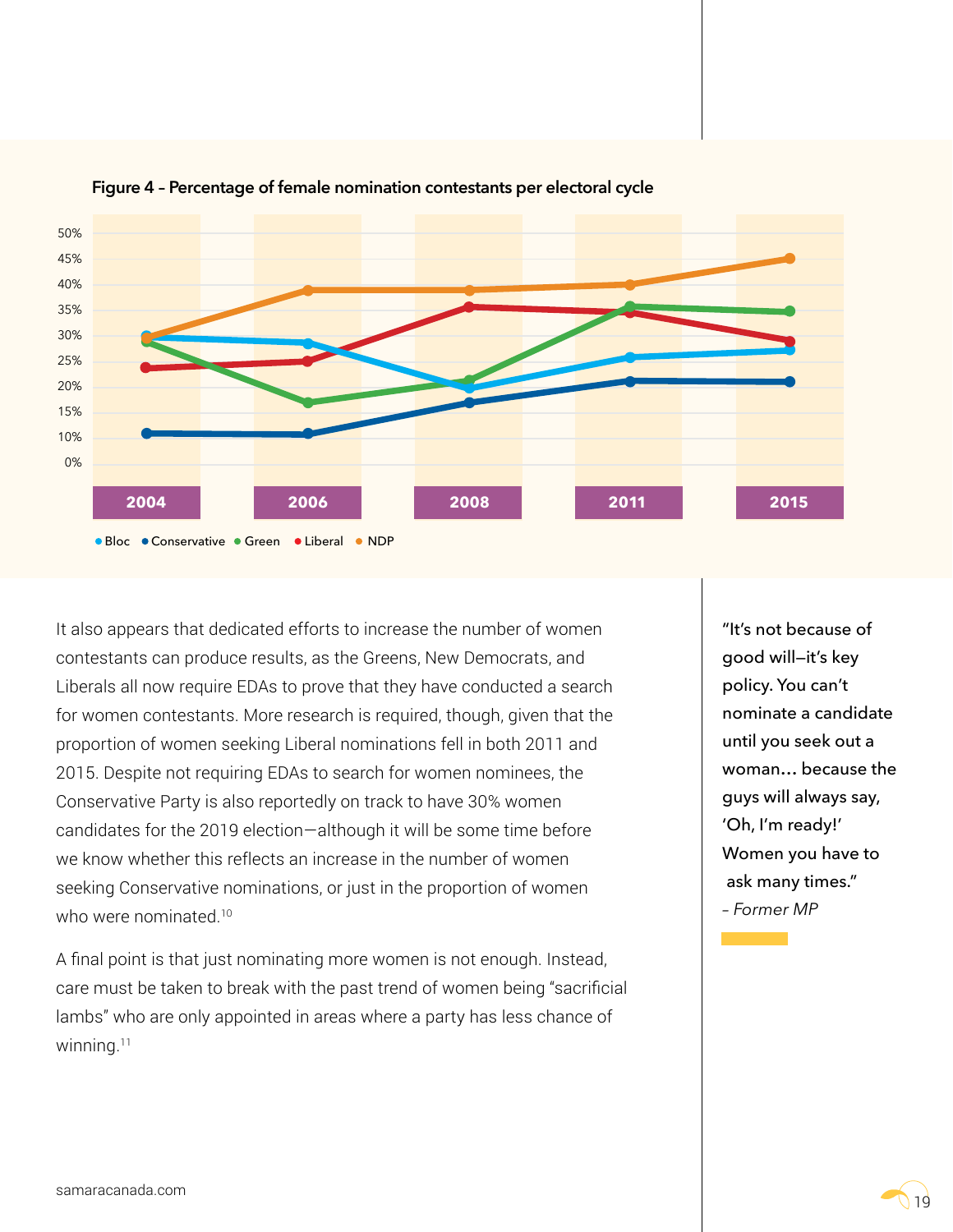**Figure 4 – Percentage of female nomination contestants per electoral cycle**

It also appears that dedicated efforts to increase the number of women contestants can produce results, as the Greens, New Democrats, and Liberals all now require EDAs to prove that they have conducted a search for women contestants. More research is required, though, given that the proportion of women seeking Liberal nominations fell in both 2011 and 2015. Despite not requiring EDAs to search for women nominees, the Conservative Party is also reportedly on track to have 30% women candidates for the 2019 election—although it will be some time before we know whether this reflects an increase in the number of women seeking Conservative nominations, or just in the proportion of women who were nominated.[10]

A final point is that just nominating more women is not enough. Instead, care must be taken to break with the past trend of women being "sacrificial lambs" who are only appointed in areas where a party has less chance of winning.[11]

> "It's not because of good will—it's key policy. You can't nominate a candidate until you seek out a woman… because the guys will always say, 'Oh, I'm ready!' Women you have to ask many times."
>
> *– Former MP*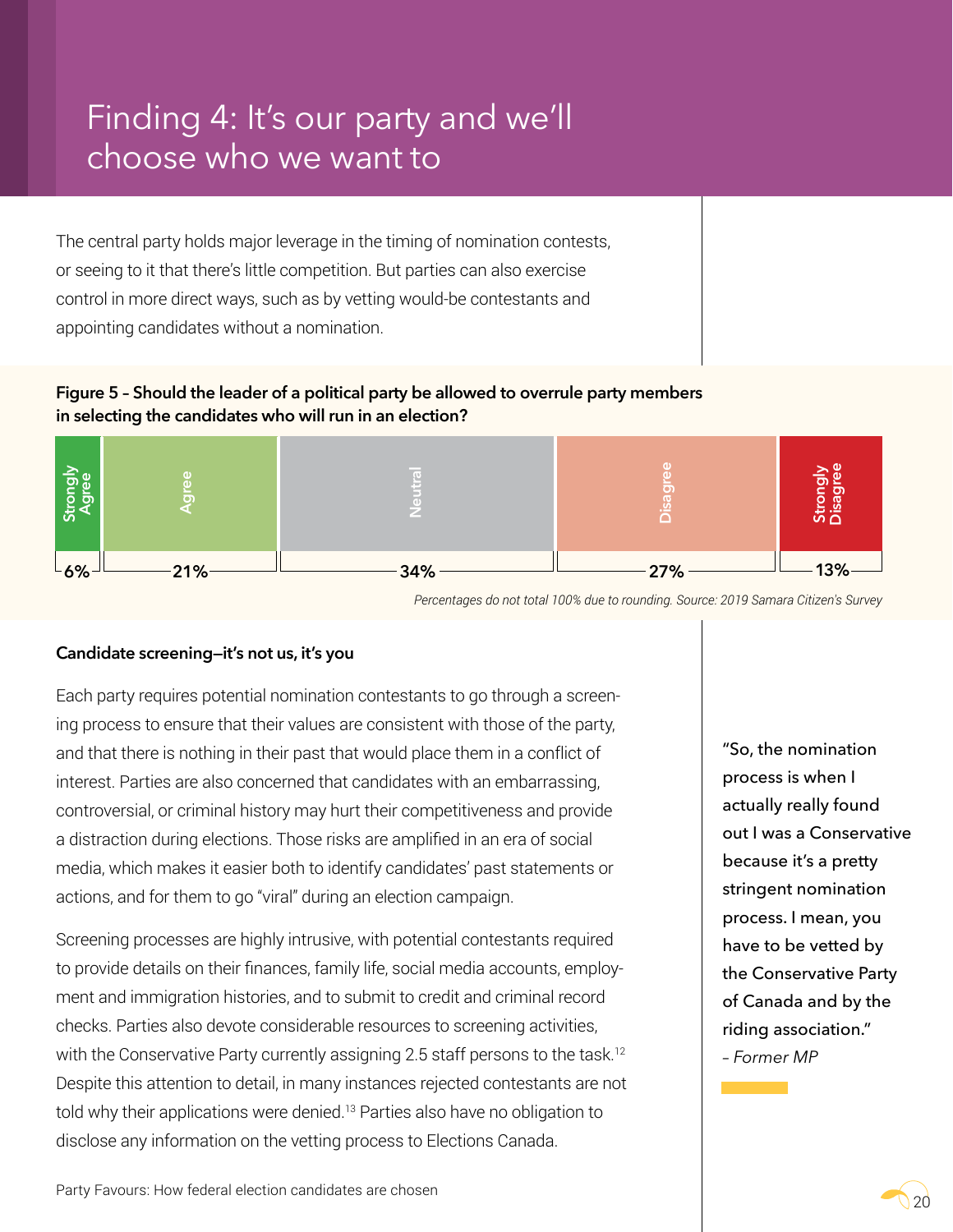# Finding 4: It's our party and we'll choose who we want to

The central party holds major leverage in the timing of nomination contests, or seeing to it that there's little competition. But parties can also exercise control in more direct ways, such as by vetting would-be contestants and appointing candidates without a nomination.

**Figure 5 – Should the leader of a political party be allowed to overrule party members in selecting the candidates who will run in an election?**

| Strongly Agree | Agree | Neutral | Disagree | Strongly Disagree |
|---|---|---|---|---|
| 6% | 21% | 34% | 27% | 13% |

*Percentages do not total 100% due to rounding. Source: 2019 Samara Citizen's Survey*

### Candidate screening—it's not us, it's you

Each party requires potential nomination contestants to go through a screening process to ensure that their values are consistent with those of the party, and that there is nothing in their past that would place them in a conflict of interest. Parties are also concerned that candidates with an embarrassing, controversial, or criminal history may hurt their competitiveness and provide a distraction during elections. Those risks are amplified in an era of social media, which makes it easier both to identify candidates' past statements or actions, and for them to go "viral" during an election campaign.

Screening processes are highly intrusive, with potential contestants required to provide details on their finances, family life, social media accounts, employment and immigration histories, and to submit to credit and criminal record checks. Parties also devote considerable resources to screening activities, with the Conservative Party currently assigning 2.5 staff persons to the task.[12] Despite this attention to detail, in many instances rejected contestants are not told why their applications were denied.[13] Parties also have no obligation to disclose any information on the vetting process to Elections Canada.

"So, the nomination process is when I actually really found out I was a Conservative because it's a pretty stringent nomination process. I mean, you have to be vetted by the Conservative Party of Canada and by the riding association."
*– Former MP*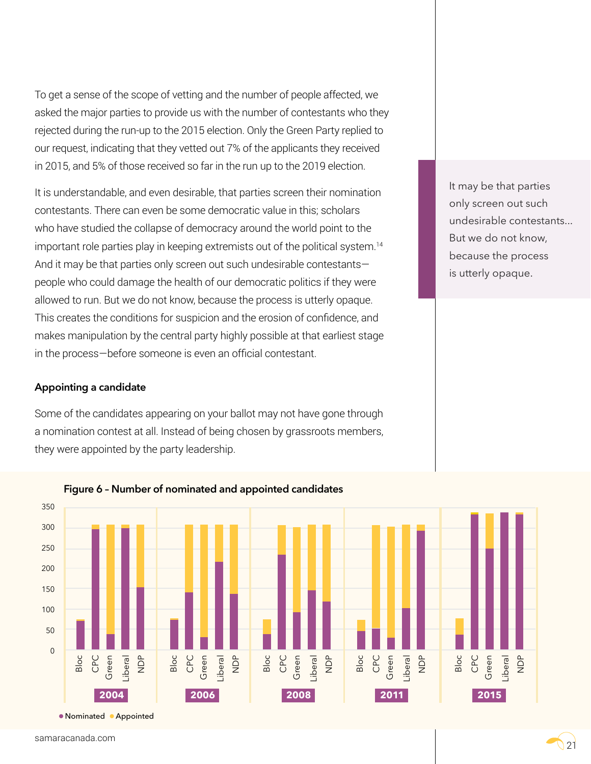To get a sense of the scope of vetting and the number of people affected, we asked the major parties to provide us with the number of contestants who they rejected during the run-up to the 2015 election. Only the Green Party replied to our request, indicating that they vetted out 7% of the applicants they received in 2015, and 5% of those received so far in the run up to the 2019 election.

It is understandable, and even desirable, that parties screen their nomination contestants. There can even be some democratic value in this; scholars who have studied the collapse of democracy around the world point to the important role parties play in keeping extremists out of the political system.[14] And it may be that parties only screen out such undesirable contestants—people who could damage the health of our democratic politics if they were allowed to run. But we do not know, because the process is utterly opaque. This creates the conditions for suspicion and the erosion of confidence, and makes manipulation by the central party highly possible at that earliest stage in the process—before someone is even an official contestant.

> It may be that parties only screen out such undesirable contestants... But we do not know, because the process is utterly opaque.

**Appointing a candidate**

Some of the candidates appearing on your ballot may not have gone through a nomination contest at all. Instead of being chosen by grassroots members, they were appointed by the party leadership.

**Figure 6 – Number of nominated and appointed candidates**

Legend: Nominated, Appointed. Parties: Bloc, CPC, Green, Liberal, NDP. Years: 2004, 2006, 2008, 2011, 2015. Y-axis: 0–350.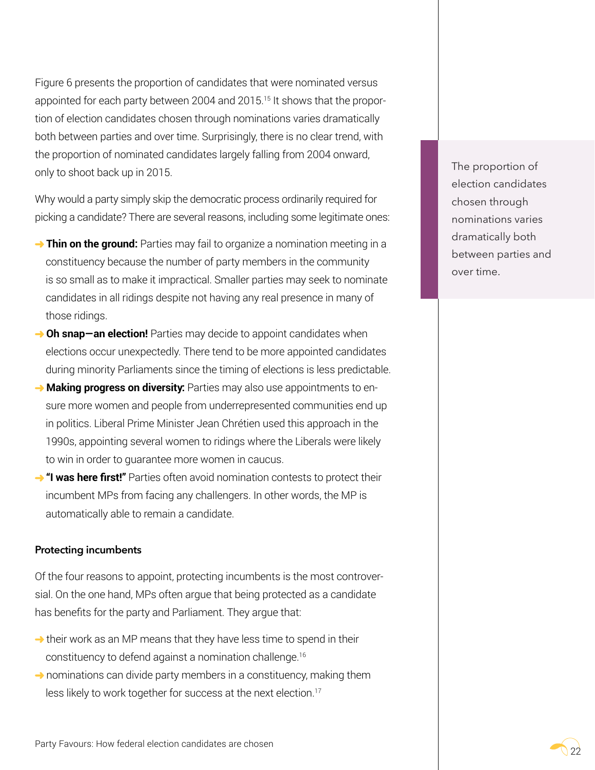Figure 6 presents the proportion of candidates that were nominated versus appointed for each party between 2004 and 2015.[15] It shows that the proportion of election candidates chosen through nominations varies dramatically both between parties and over time. Surprisingly, there is no clear trend, with the proportion of nominated candidates largely falling from 2004 onward, only to shoot back up in 2015.

Why would a party simply skip the democratic process ordinarily required for picking a candidate? There are several reasons, including some legitimate ones:

- **Thin on the ground:** Parties may fail to organize a nomination meeting in a constituency because the number of party members in the community is so small as to make it impractical. Smaller parties may seek to nominate candidates in all ridings despite not having any real presence in many of those ridings.
- **Oh snap—an election!** Parties may decide to appoint candidates when elections occur unexpectedly. There tend to be more appointed candidates during minority Parliaments since the timing of elections is less predictable.
- **Making progress on diversity:** Parties may also use appointments to ensure more women and people from underrepresented communities end up in politics. Liberal Prime Minister Jean Chrétien used this approach in the 1990s, appointing several women to ridings where the Liberals were likely to win in order to guarantee more women in caucus.
- **"I was here first!"** Parties often avoid nomination contests to protect their incumbent MPs from facing any challengers. In other words, the MP is automatically able to remain a candidate.

> The proportion of election candidates chosen through nominations varies dramatically both between parties and over time.

#### Protecting incumbents

Of the four reasons to appoint, protecting incumbents is the most controversial. On the one hand, MPs often argue that being protected as a candidate has benefits for the party and Parliament. They argue that:

- their work as an MP means that they have less time to spend in their constituency to defend against a nomination challenge.[16]
- nominations can divide party members in a constituency, making them less likely to work together for success at the next election.[17]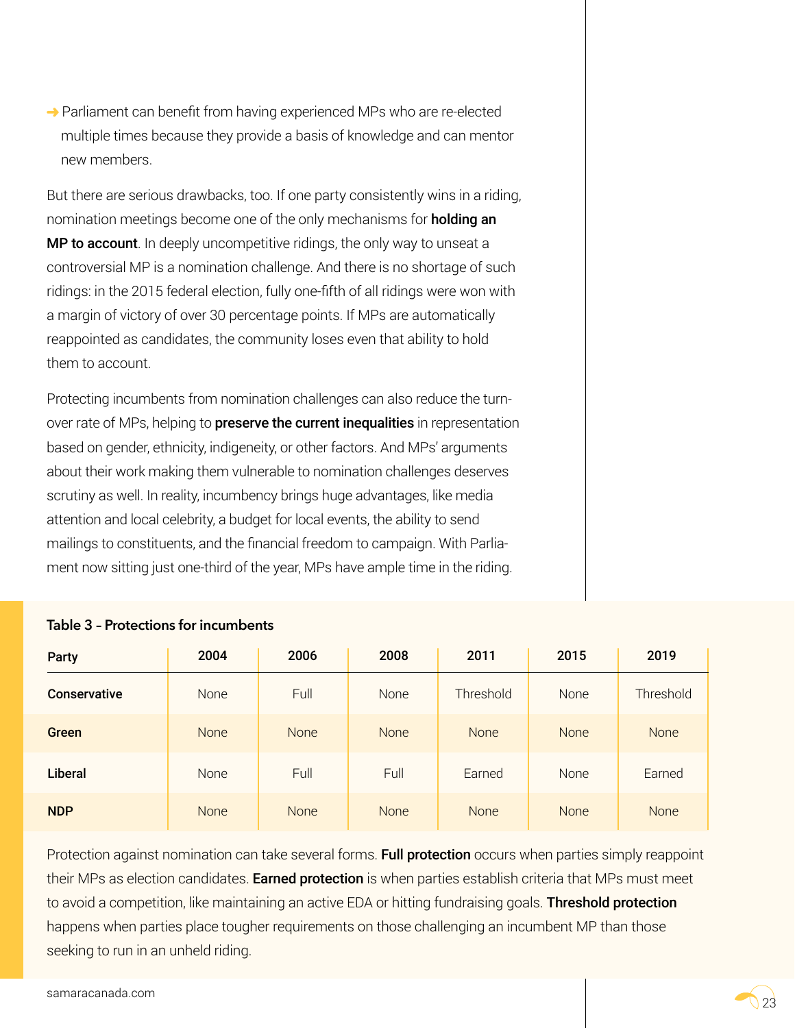- Parliament can benefit from having experienced MPs who are re-elected multiple times because they provide a basis of knowledge and can mentor new members.

But there are serious drawbacks, too. If one party consistently wins in a riding, nomination meetings become one of the only mechanisms for **holding an MP to account**. In deeply uncompetitive ridings, the only way to unseat a controversial MP is a nomination challenge. And there is no shortage of such ridings: in the 2015 federal election, fully one-fifth of all ridings were won with a margin of victory of over 30 percentage points. If MPs are automatically reappointed as candidates, the community loses even that ability to hold them to account.

Protecting incumbents from nomination challenges can also reduce the turnover rate of MPs, helping to **preserve the current inequalities** in representation based on gender, ethnicity, indigeneity, or other factors. And MPs' arguments about their work making them vulnerable to nomination challenges deserves scrutiny as well. In reality, incumbency brings huge advantages, like media attention and local celebrity, a budget for local events, the ability to send mailings to constituents, and the financial freedom to campaign. With Parliament now sitting just one-third of the year, MPs have ample time in the riding.

**Table 3 – Protections for incumbents**

| Party | 2004 | 2006 | 2008 | 2011 | 2015 | 2019 |
|---|---|---|---|---|---|---|
| **Conservative** | None | Full | None | Threshold | None | Threshold |
| **Green** | None | None | None | None | None | None |
| **Liberal** | None | Full | Full | Earned | None | Earned |
| **NDP** | None | None | None | None | None | None |

Protection against nomination can take several forms. **Full protection** occurs when parties simply reappoint their MPs as election candidates. **Earned protection** is when parties establish criteria that MPs must meet to avoid a competition, like maintaining an active EDA or hitting fundraising goals. **Threshold protection** happens when parties place tougher requirements on those challenging an incumbent MP than those seeking to run in an unheld riding.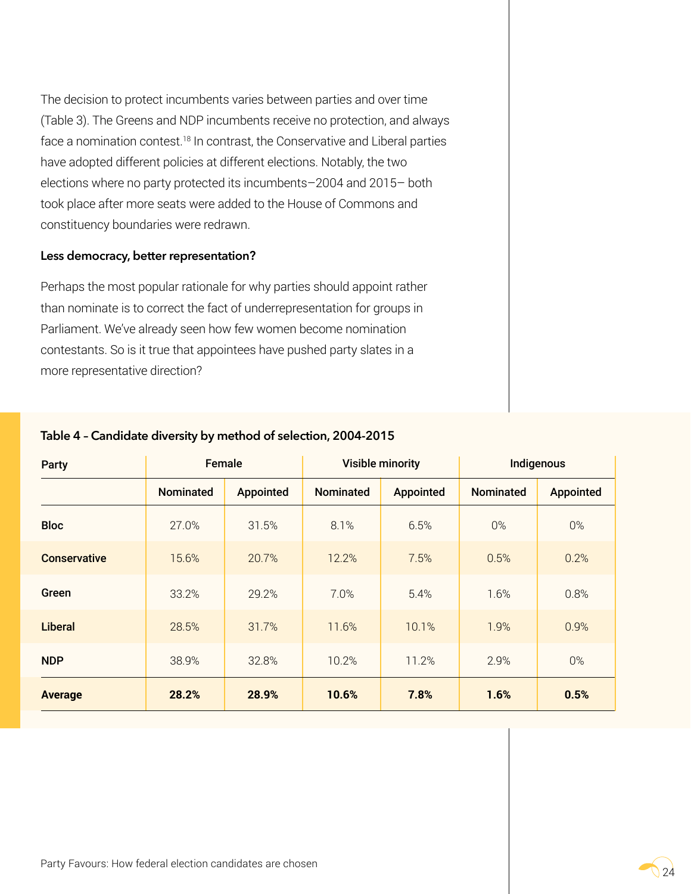The decision to protect incumbents varies between parties and over time (Table 3). The Greens and NDP incumbents receive no protection, and always face a nomination contest.[18] In contrast, the Conservative and Liberal parties have adopted different policies at different elections. Notably, the two elections where no party protected its incumbents–2004 and 2015– both took place after more seats were added to the House of Commons and constituency boundaries were redrawn.

### Less democracy, better representation?

Perhaps the most popular rationale for why parties should appoint rather than nominate is to correct the fact of underrepresentation for groups in Parliament. We've already seen how few women become nomination contestants. So is it true that appointees have pushed party slates in a more representative direction?

**Table 4 – Candidate diversity by method of selection, 2004-2015**

| Party | Female | | Visible minority | | Indigenous | |
|---|---|---|---|---|---|---|
| | Nominated | Appointed | Nominated | Appointed | Nominated | Appointed |
| **Bloc** | 27.0% | 31.5% | 8.1% | 6.5% | 0% | 0% |
| **Conservative** | 15.6% | 20.7% | 12.2% | 7.5% | 0.5% | 0.2% |
| **Green** | 33.2% | 29.2% | 7.0% | 5.4% | 1.6% | 0.8% |
| **Liberal** | 28.5% | 31.7% | 11.6% | 10.1% | 1.9% | 0.9% |
| **NDP** | 38.9% | 32.8% | 10.2% | 11.2% | 2.9% | 0% |
| **Average** | **28.2%** | **28.9%** | **10.6%** | **7.8%** | **1.6%** | **0.5%** |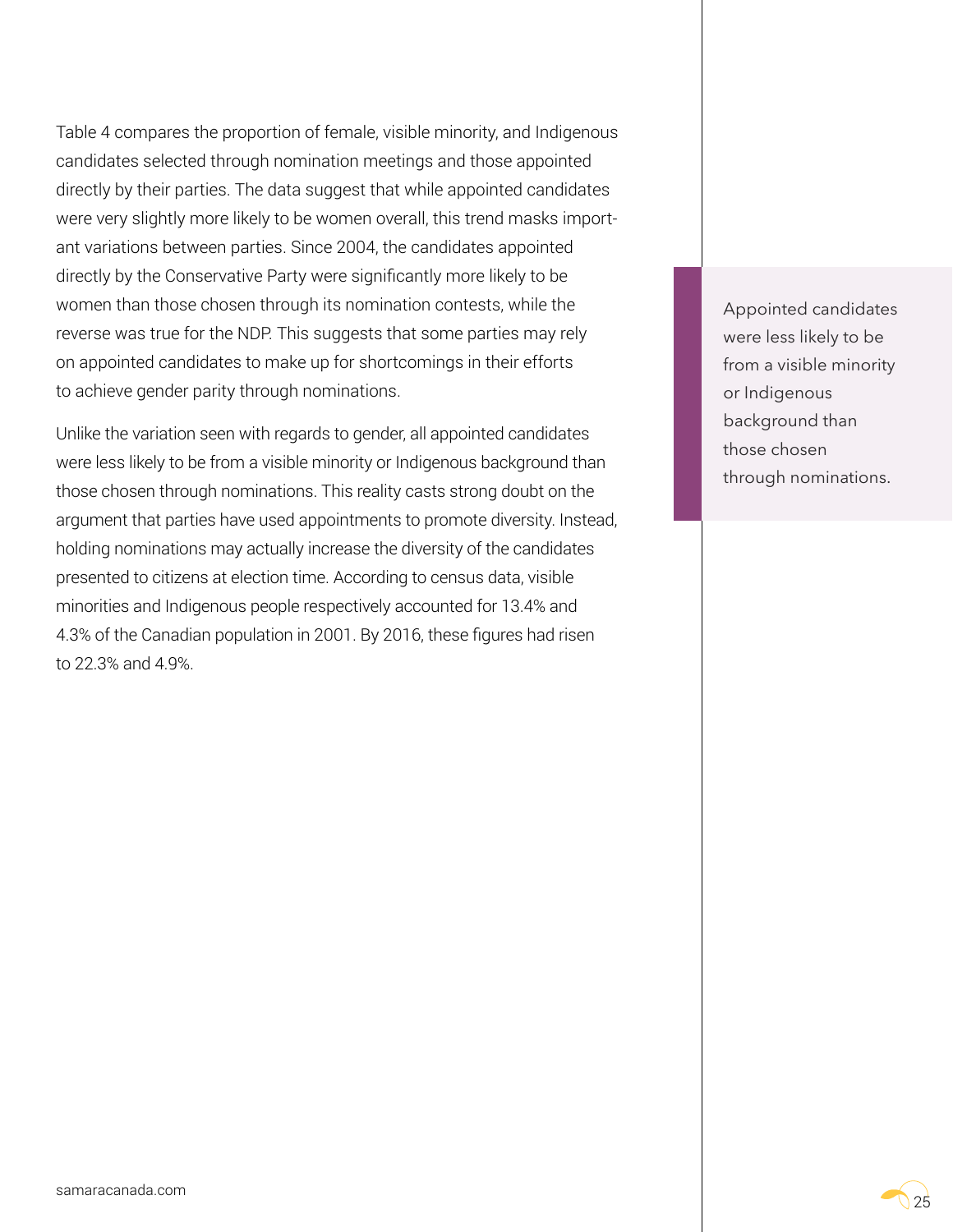Table 4 compares the proportion of female, visible minority, and Indigenous candidates selected through nomination meetings and those appointed directly by their parties. The data suggest that while appointed candidates were very slightly more likely to be women overall, this trend masks important variations between parties. Since 2004, the candidates appointed directly by the Conservative Party were significantly more likely to be women than those chosen through its nomination contests, while the reverse was true for the NDP. This suggests that some parties may rely on appointed candidates to make up for shortcomings in their efforts to achieve gender parity through nominations.

Unlike the variation seen with regards to gender, all appointed candidates were less likely to be from a visible minority or Indigenous background than those chosen through nominations. This reality casts strong doubt on the argument that parties have used appointments to promote diversity. Instead, holding nominations may actually increase the diversity of the candidates presented to citizens at election time. According to census data, visible minorities and Indigenous people respectively accounted for 13.4% and 4.3% of the Canadian population in 2001. By 2016, these figures had risen to 22.3% and 4.9%.

> Appointed candidates were less likely to be from a visible minority or Indigenous background than those chosen through nominations.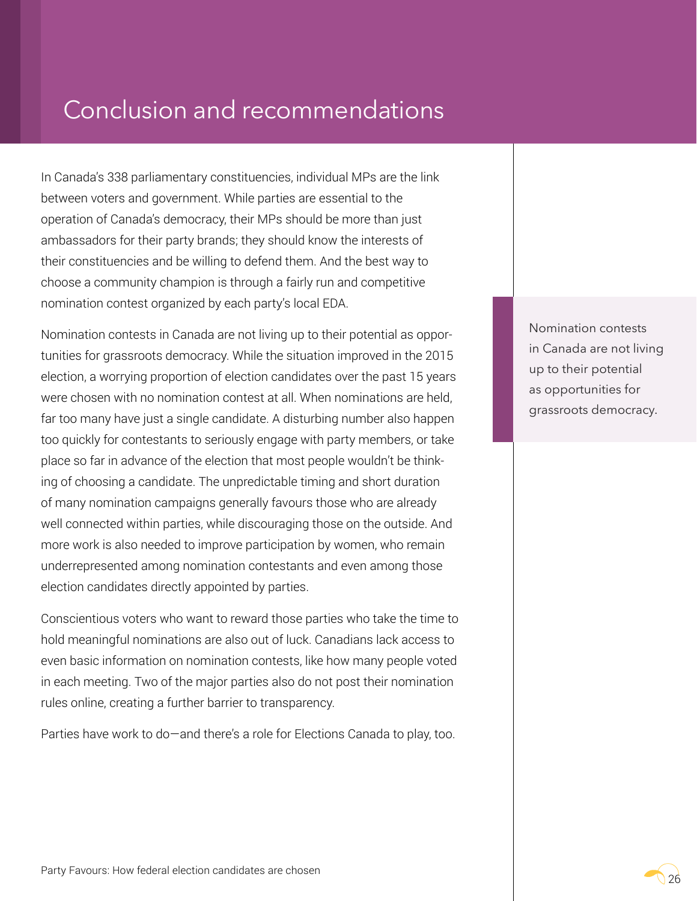# Conclusion and recommendations

In Canada's 338 parliamentary constituencies, individual MPs are the link between voters and government. While parties are essential to the operation of Canada's democracy, their MPs should be more than just ambassadors for their party brands; they should know the interests of their constituencies and be willing to defend them. And the best way to choose a community champion is through a fairly run and competitive nomination contest organized by each party's local EDA.

Nomination contests in Canada are not living up to their potential as opportunities for grassroots democracy. While the situation improved in the 2015 election, a worrying proportion of election candidates over the past 15 years were chosen with no nomination contest at all. When nominations are held, far too many have just a single candidate. A disturbing number also happen too quickly for contestants to seriously engage with party members, or take place so far in advance of the election that most people wouldn't be thinking of choosing a candidate. The unpredictable timing and short duration of many nomination campaigns generally favours those who are already well connected within parties, while discouraging those on the outside. And more work is also needed to improve participation by women, who remain underrepresented among nomination contestants and even among those election candidates directly appointed by parties.

> Nomination contests in Canada are not living up to their potential as opportunities for grassroots democracy.

Conscientious voters who want to reward those parties who take the time to hold meaningful nominations are also out of luck. Canadians lack access to even basic information on nomination contests, like how many people voted in each meeting. Two of the major parties also do not post their nomination rules online, creating a further barrier to transparency.

Parties have work to do—and there's a role for Elections Canada to play, too.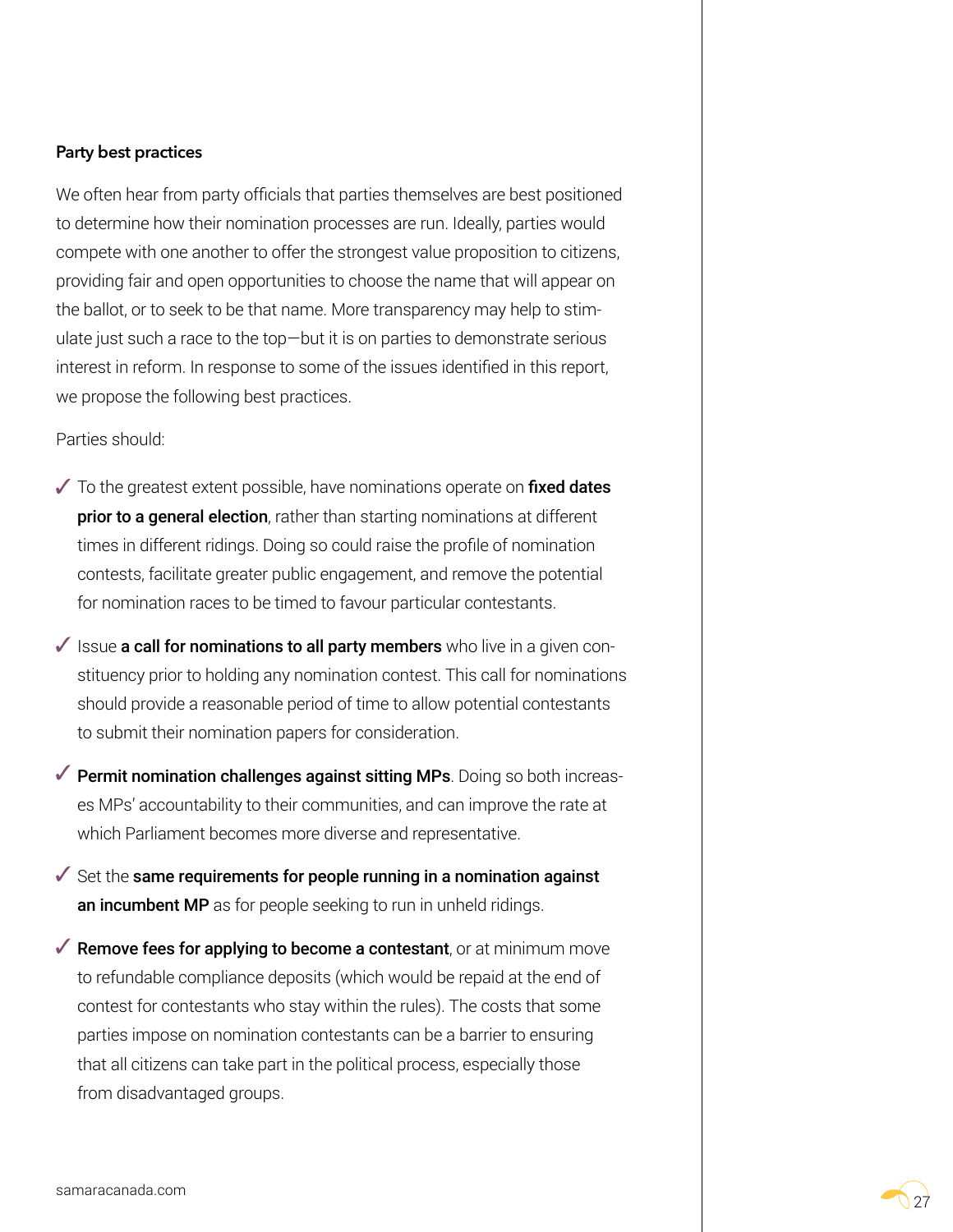### Party best practices

We often hear from party officials that parties themselves are best positioned to determine how their nomination processes are run. Ideally, parties would compete with one another to offer the strongest value proposition to citizens, providing fair and open opportunities to choose the name that will appear on the ballot, or to seek to be that name. More transparency may help to stimulate just such a race to the top—but it is on parties to demonstrate serious interest in reform. In response to some of the issues identified in this report, we propose the following best practices.

Parties should:

- ✓ To the greatest extent possible, have nominations operate on **fixed dates prior to a general election**, rather than starting nominations at different times in different ridings. Doing so could raise the profile of nomination contests, facilitate greater public engagement, and remove the potential for nomination races to be timed to favour particular contestants.
- ✓ Issue **a call for nominations to all party members** who live in a given constituency prior to holding any nomination contest. This call for nominations should provide a reasonable period of time to allow potential contestants to submit their nomination papers for consideration.
- ✓ **Permit nomination challenges against sitting MPs**. Doing so both increases MPs' accountability to their communities, and can improve the rate at which Parliament becomes more diverse and representative.
- ✓ Set the **same requirements for people running in a nomination against an incumbent MP** as for people seeking to run in unheld ridings.
- ✓ **Remove fees for applying to become a contestant**, or at minimum move to refundable compliance deposits (which would be repaid at the end of contest for contestants who stay within the rules). The costs that some parties impose on nomination contestants can be a barrier to ensuring that all citizens can take part in the political process, especially those from disadvantaged groups.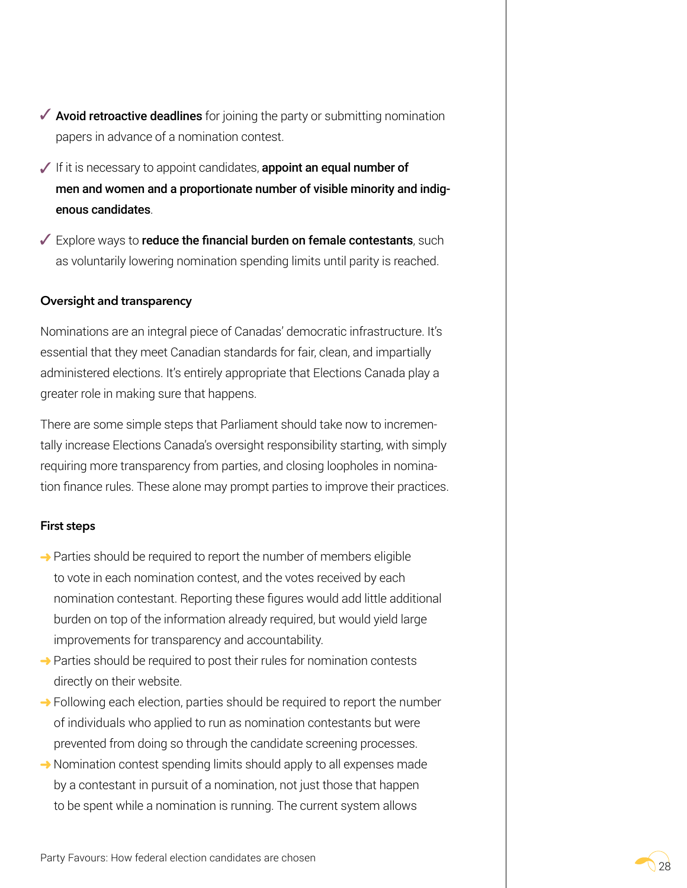- ✓ **Avoid retroactive deadlines** for joining the party or submitting nomination papers in advance of a nomination contest.
- ✓ If it is necessary to appoint candidates, **appoint an equal number of men and women and a proportionate number of visible minority and indigenous candidates**.
- ✓ Explore ways to **reduce the financial burden on female contestants**, such as voluntarily lowering nomination spending limits until parity is reached.

### Oversight and transparency

Nominations are an integral piece of Canadas' democratic infrastructure. It's essential that they meet Canadian standards for fair, clean, and impartially administered elections. It's entirely appropriate that Elections Canada play a greater role in making sure that happens.

There are some simple steps that Parliament should take now to incrementally increase Elections Canada's oversight responsibility starting, with simply requiring more transparency from parties, and closing loopholes in nomination finance rules. These alone may prompt parties to improve their practices.

### First steps

- → Parties should be required to report the number of members eligible to vote in each nomination contest, and the votes received by each nomination contestant. Reporting these figures would add little additional burden on top of the information already required, but would yield large improvements for transparency and accountability.
- → Parties should be required to post their rules for nomination contests directly on their website.
- → Following each election, parties should be required to report the number of individuals who applied to run as nomination contestants but were prevented from doing so through the candidate screening processes.
- → Nomination contest spending limits should apply to all expenses made by a contestant in pursuit of a nomination, not just those that happen to be spent while a nomination is running. The current system allows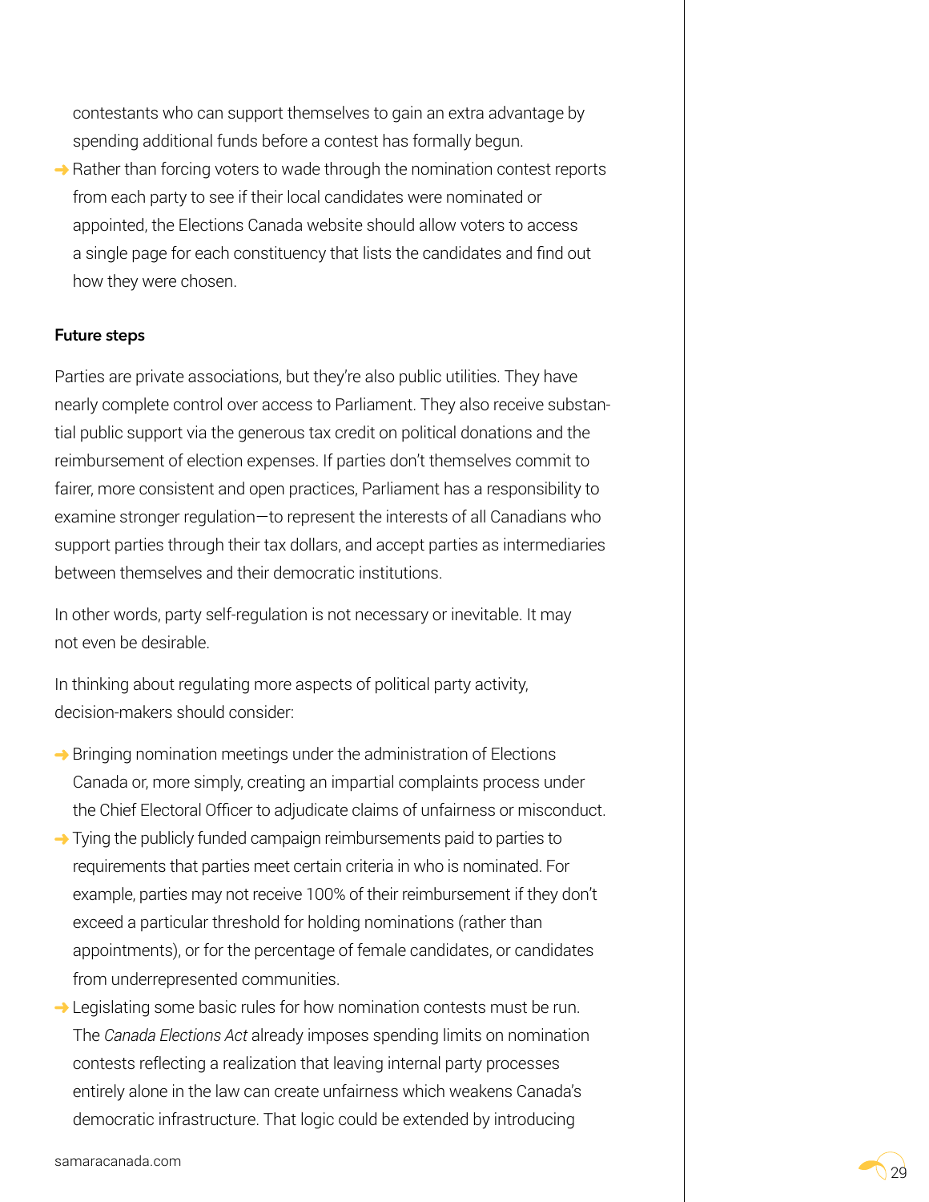contestants who can support themselves to gain an extra advantage by spending additional funds before a contest has formally begun.

- Rather than forcing voters to wade through the nomination contest reports from each party to see if their local candidates were nominated or appointed, the Elections Canada website should allow voters to access a single page for each constituency that lists the candidates and find out how they were chosen.

**Future steps**

Parties are private associations, but they're also public utilities. They have nearly complete control over access to Parliament. They also receive substantial public support via the generous tax credit on political donations and the reimbursement of election expenses. If parties don't themselves commit to fairer, more consistent and open practices, Parliament has a responsibility to examine stronger regulation—to represent the interests of all Canadians who support parties through their tax dollars, and accept parties as intermediaries between themselves and their democratic institutions.

In other words, party self-regulation is not necessary or inevitable. It may not even be desirable.

In thinking about regulating more aspects of political party activity, decision-makers should consider:

- Bringing nomination meetings under the administration of Elections Canada or, more simply, creating an impartial complaints process under the Chief Electoral Officer to adjudicate claims of unfairness or misconduct.
- Tying the publicly funded campaign reimbursements paid to parties to requirements that parties meet certain criteria in who is nominated. For example, parties may not receive 100% of their reimbursement if they don't exceed a particular threshold for holding nominations (rather than appointments), or for the percentage of female candidates, or candidates from underrepresented communities.
- Legislating some basic rules for how nomination contests must be run. The *Canada Elections Act* already imposes spending limits on nomination contests reflecting a realization that leaving internal party processes entirely alone in the law can create unfairness which weakens Canada's democratic infrastructure. That logic could be extended by introducing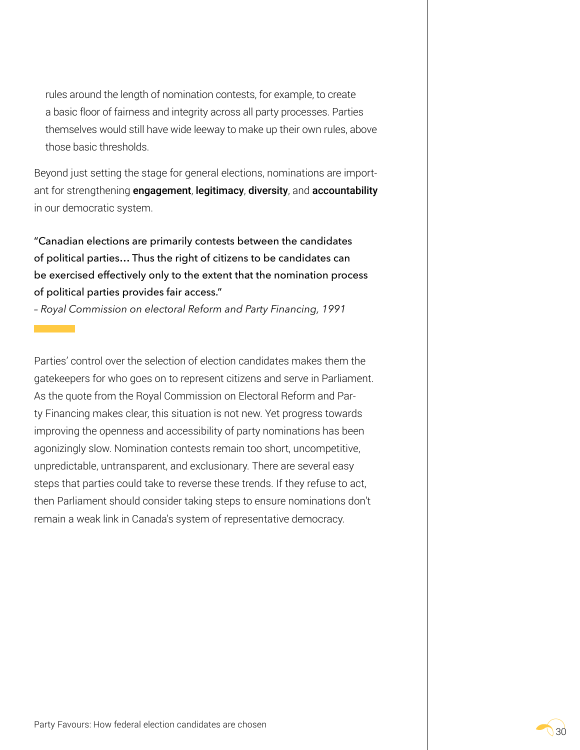rules around the length of nomination contests, for example, to create a basic floor of fairness and integrity across all party processes. Parties themselves would still have wide leeway to make up their own rules, above those basic thresholds.

Beyond just setting the stage for general elections, nominations are important for strengthening **engagement**, **legitimacy**, **diversity**, and **accountability** in our democratic system.

> **"Canadian elections are primarily contests between the candidates of political parties… Thus the right of citizens to be candidates can be exercised effectively only to the extent that the nomination process of political parties provides fair access."**
>
> *– Royal Commission on electoral Reform and Party Financing, 1991*

Parties' control over the selection of election candidates makes them the gatekeepers for who goes on to represent citizens and serve in Parliament. As the quote from the Royal Commission on Electoral Reform and Party Financing makes clear, this situation is not new. Yet progress towards improving the openness and accessibility of party nominations has been agonizingly slow. Nomination contests remain too short, uncompetitive, unpredictable, untransparent, and exclusionary. There are several easy steps that parties could take to reverse these trends. If they refuse to act, then Parliament should consider taking steps to ensure nominations don't remain a weak link in Canada's system of representative democracy.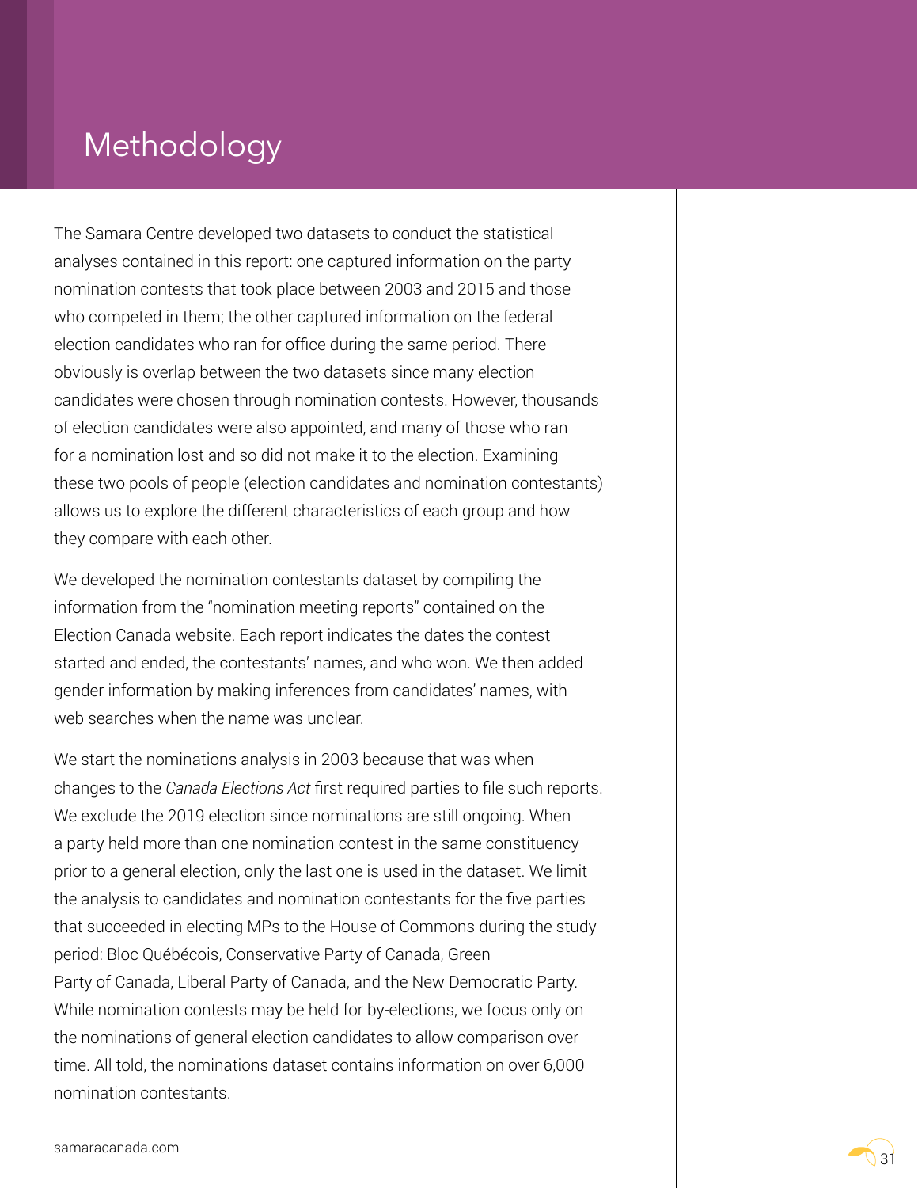# Methodology

The Samara Centre developed two datasets to conduct the statistical analyses contained in this report: one captured information on the party nomination contests that took place between 2003 and 2015 and those who competed in them; the other captured information on the federal election candidates who ran for office during the same period. There obviously is overlap between the two datasets since many election candidates were chosen through nomination contests. However, thousands of election candidates were also appointed, and many of those who ran for a nomination lost and so did not make it to the election. Examining these two pools of people (election candidates and nomination contestants) allows us to explore the different characteristics of each group and how they compare with each other.

We developed the nomination contestants dataset by compiling the information from the "nomination meeting reports" contained on the Election Canada website. Each report indicates the dates the contest started and ended, the contestants' names, and who won. We then added gender information by making inferences from candidates' names, with web searches when the name was unclear.

We start the nominations analysis in 2003 because that was when changes to the *Canada Elections Act* first required parties to file such reports. We exclude the 2019 election since nominations are still ongoing. When a party held more than one nomination contest in the same constituency prior to a general election, only the last one is used in the dataset. We limit the analysis to candidates and nomination contestants for the five parties that succeeded in electing MPs to the House of Commons during the study period: Bloc Québécois, Conservative Party of Canada, Green Party of Canada, Liberal Party of Canada, and the New Democratic Party. While nomination contests may be held for by-elections, we focus only on the nominations of general election candidates to allow comparison over time. All told, the nominations dataset contains information on over 6,000 nomination contestants.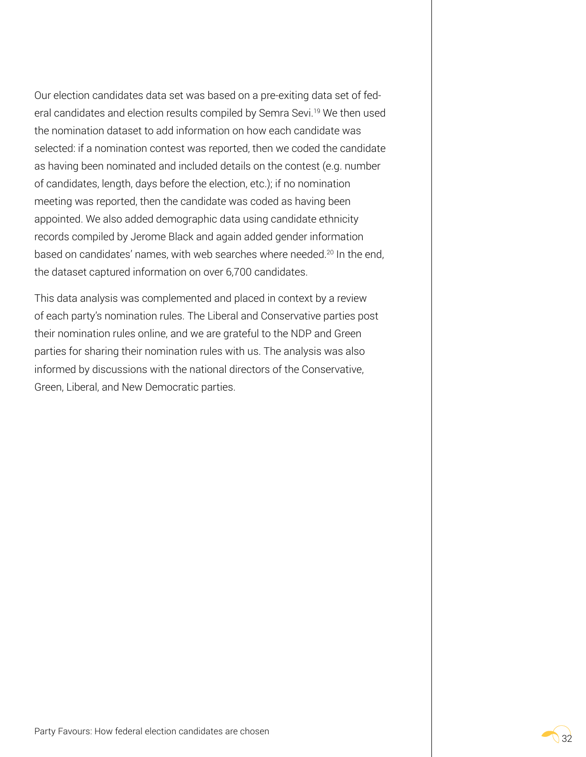Our election candidates data set was based on a pre-exiting data set of federal candidates and election results compiled by Semra Sevi.[19] We then used the nomination dataset to add information on how each candidate was selected: if a nomination contest was reported, then we coded the candidate as having been nominated and included details on the contest (e.g. number of candidates, length, days before the election, etc.); if no nomination meeting was reported, then the candidate was coded as having been appointed. We also added demographic data using candidate ethnicity records compiled by Jerome Black and again added gender information based on candidates' names, with web searches where needed.[20] In the end, the dataset captured information on over 6,700 candidates.

This data analysis was complemented and placed in context by a review of each party's nomination rules. The Liberal and Conservative parties post their nomination rules online, and we are grateful to the NDP and Green parties for sharing their nomination rules with us. The analysis was also informed by discussions with the national directors of the Conservative, Green, Liberal, and New Democratic parties.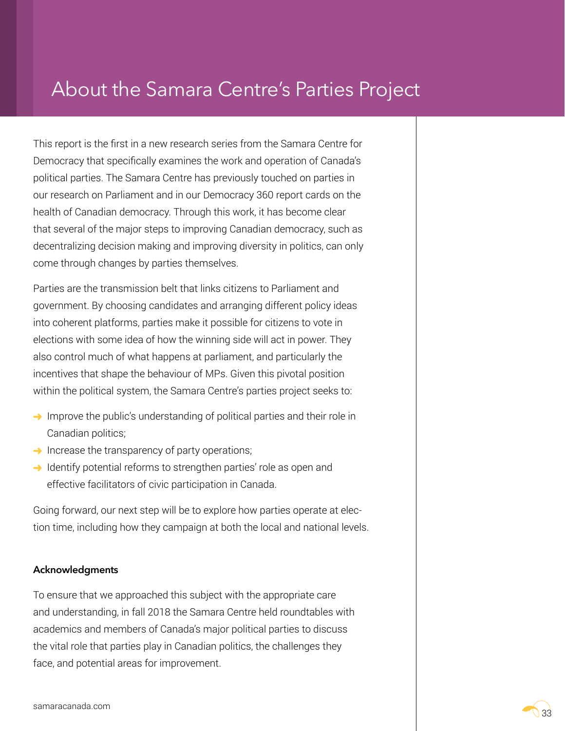# About the Samara Centre's Parties Project

This report is the first in a new research series from the Samara Centre for Democracy that specifically examines the work and operation of Canada's political parties. The Samara Centre has previously touched on parties in our research on Parliament and in our Democracy 360 report cards on the health of Canadian democracy. Through this work, it has become clear that several of the major steps to improving Canadian democracy, such as decentralizing decision making and improving diversity in politics, can only come through changes by parties themselves.

Parties are the transmission belt that links citizens to Parliament and government. By choosing candidates and arranging different policy ideas into coherent platforms, parties make it possible for citizens to vote in elections with some idea of how the winning side will act in power. They also control much of what happens at parliament, and particularly the incentives that shape the behaviour of MPs. Given this pivotal position within the political system, the Samara Centre's parties project seeks to:

- Improve the public's understanding of political parties and their role in Canadian politics;
- Increase the transparency of party operations;
- Identify potential reforms to strengthen parties' role as open and effective facilitators of civic participation in Canada.

Going forward, our next step will be to explore how parties operate at election time, including how they campaign at both the local and national levels.

**Acknowledgments**

To ensure that we approached this subject with the appropriate care and understanding, in fall 2018 the Samara Centre held roundtables with academics and members of Canada's major political parties to discuss the vital role that parties play in Canadian politics, the challenges they face, and potential areas for improvement.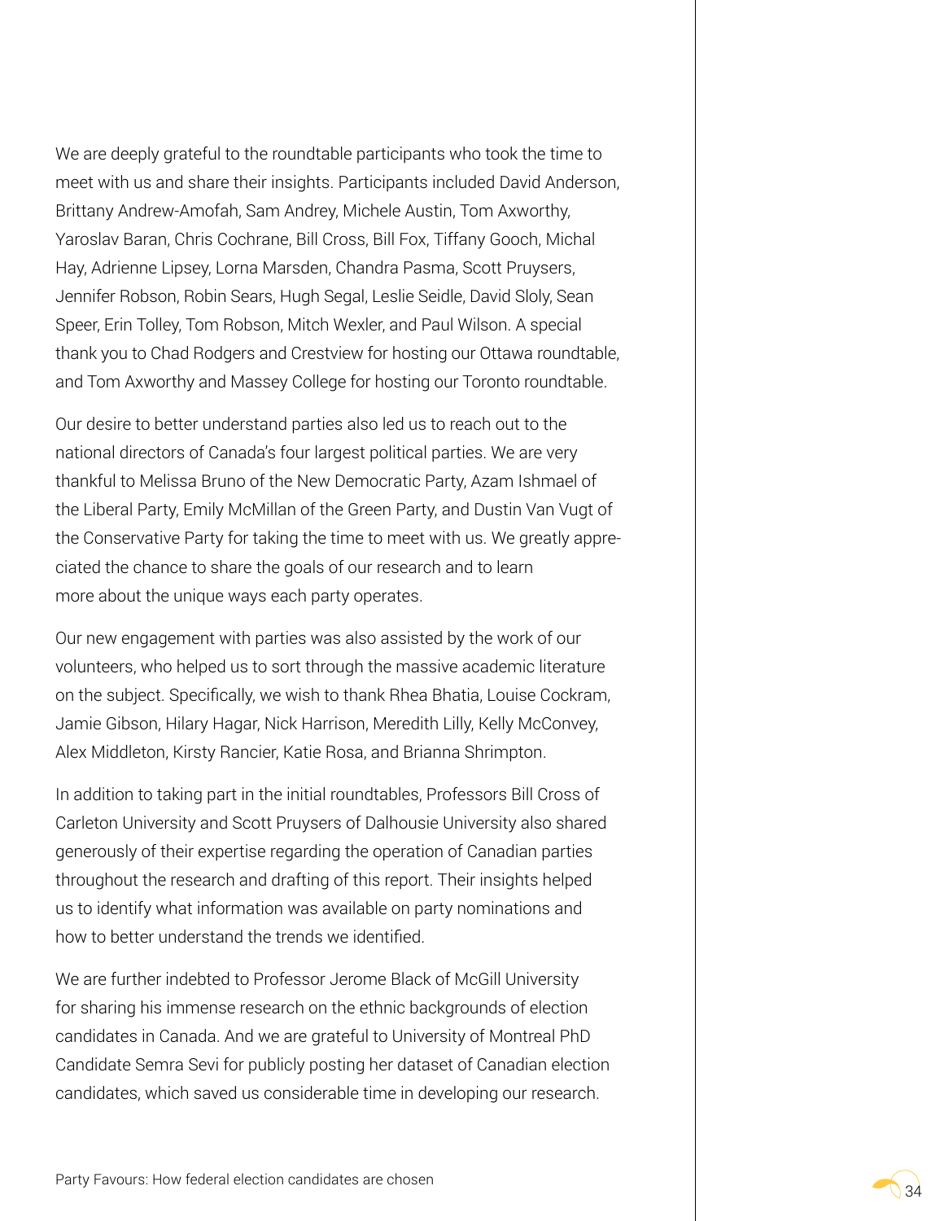We are deeply grateful to the roundtable participants who took the time to meet with us and share their insights. Participants included David Anderson, Brittany Andrew-Amofah, Sam Andrey, Michele Austin, Tom Axworthy, Yaroslav Baran, Chris Cochrane, Bill Cross, Bill Fox, Tiffany Gooch, Michal Hay, Adrienne Lipsey, Lorna Marsden, Chandra Pasma, Scott Pruysers, Jennifer Robson, Robin Sears, Hugh Segal, Leslie Seidle, David Sloly, Sean Speer, Erin Tolley, Tom Robson, Mitch Wexler, and Paul Wilson. A special thank you to Chad Rodgers and Crestview for hosting our Ottawa roundtable, and Tom Axworthy and Massey College for hosting our Toronto roundtable.

Our desire to better understand parties also led us to reach out to the national directors of Canada's four largest political parties. We are very thankful to Melissa Bruno of the New Democratic Party, Azam Ishmael of the Liberal Party, Emily McMillan of the Green Party, and Dustin Van Vugt of the Conservative Party for taking the time to meet with us. We greatly appreciated the chance to share the goals of our research and to learn more about the unique ways each party operates.

Our new engagement with parties was also assisted by the work of our volunteers, who helped us to sort through the massive academic literature on the subject. Specifically, we wish to thank Rhea Bhatia, Louise Cockram, Jamie Gibson, Hilary Hagar, Nick Harrison, Meredith Lilly, Kelly McConvey, Alex Middleton, Kirsty Rancier, Katie Rosa, and Brianna Shrimpton.

In addition to taking part in the initial roundtables, Professors Bill Cross of Carleton University and Scott Pruysers of Dalhousie University also shared generously of their expertise regarding the operation of Canadian parties throughout the research and drafting of this report. Their insights helped us to identify what information was available on party nominations and how to better understand the trends we identified.

We are further indebted to Professor Jerome Black of McGill University for sharing his immense research on the ethnic backgrounds of election candidates in Canada. And we are grateful to University of Montreal PhD Candidate Semra Sevi for publicly posting her dataset of Canadian election candidates, which saved us considerable time in developing our research.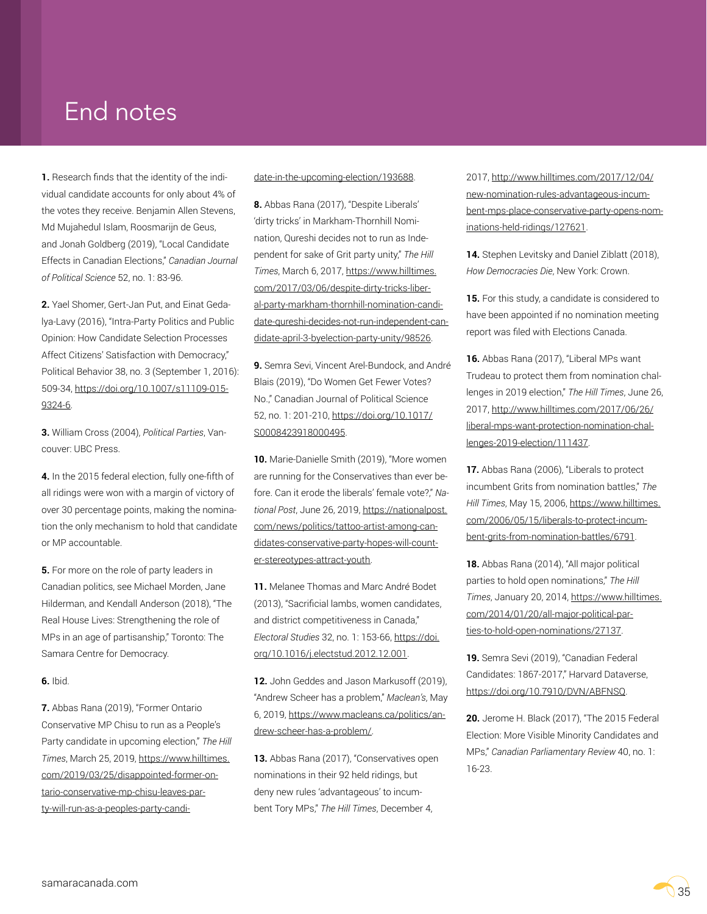# End notes

**1.** Research finds that the identity of the individual candidate accounts for only about 4% of the votes they receive. Benjamin Allen Stevens, Md Mujahedul Islam, Roosmarijn de Geus, and Jonah Goldberg (2019), "Local Candidate Effects in Canadian Elections," *Canadian Journal of Political Science* 52, no. 1: 83-96.

**2.** Yael Shomer, Gert-Jan Put, and Einat Gedalya-Lavy (2016), "Intra-Party Politics and Public Opinion: How Candidate Selection Processes Affect Citizens' Satisfaction with Democracy," Political Behavior 38, no. 3 (September 1, 2016): 509-34, https://doi.org/10.1007/s11109-015-9324-6.

**3.** William Cross (2004), *Political Parties*, Vancouver: UBC Press.

**4.** In the 2015 federal election, fully one-fifth of all ridings were won with a margin of victory of over 30 percentage points, making the nomination the only mechanism to hold that candidate or MP accountable.

**5.** For more on the role of party leaders in Canadian politics, see Michael Morden, Jane Hilderman, and Kendall Anderson (2018), "The Real House Lives: Strengthening the role of MPs in an age of partisanship," Toronto: The Samara Centre for Democracy.

**6.** Ibid.

**7.** Abbas Rana (2019), "Former Ontario Conservative MP Chisu to run as a People's Party candidate in upcoming election," *The Hill Times*, March 25, 2019, https://www.hilltimes.com/2019/03/25/disappointed-former-ontario-conservative-mp-chisu-leaves-party-will-run-as-a-peoples-party-candidate-in-the-upcoming-election/193688.

**8.** Abbas Rana (2017), "Despite Liberals' 'dirty tricks' in Markham-Thornhill Nomination, Qureshi decides not to run as Independent for sake of Grit party unity," *The Hill Times*, March 6, 2017, https://www.hilltimes.com/2017/03/06/despite-dirty-tricks-liberal-party-markham-thornhill-nomination-candidate-qureshi-decides-not-run-independent-candidate-april-3-byelection-party-unity/98526.

**9.** Semra Sevi, Vincent Arel-Bundock, and André Blais (2019), "Do Women Get Fewer Votes? No.," Canadian Journal of Political Science 52, no. 1: 201-210, https://doi.org/10.1017/S0008423918000495.

**10.** Marie-Danielle Smith (2019), "More women are running for the Conservatives than ever before. Can it erode the liberals' female vote?," *National Post*, June 26, 2019, https://nationalpost.com/news/politics/tattoo-artist-among-candidates-conservative-party-hopes-will-counter-stereotypes-attract-youth.

**11.** Melanee Thomas and Marc André Bodet (2013), "Sacrificial lambs, women candidates, and district competitiveness in Canada," *Electoral Studies* 32, no. 1: 153-66, https://doi.org/10.1016/j.electstud.2012.12.001.

**12.** John Geddes and Jason Markusoff (2019), "Andrew Scheer has a problem," *Maclean's*, May 6, 2019, https://www.macleans.ca/politics/andrew-scheer-has-a-problem/.

**13.** Abbas Rana (2017), "Conservatives open nominations in their 92 held ridings, but deny new rules 'advantageous' to incumbent Tory MPs," *The Hill Times*, December 4, 2017, http://www.hilltimes.com/2017/12/04/new-nomination-rules-advantageous-incumbent-mps-place-conservative-party-opens-nominations-held-ridings/127621.

**14.** Stephen Levitsky and Daniel Ziblatt (2018), *How Democracies Die*, New York: Crown.

**15.** For this study, a candidate is considered to have been appointed if no nomination meeting report was filed with Elections Canada.

**16.** Abbas Rana (2017), "Liberal MPs want Trudeau to protect them from nomination challenges in 2019 election," *The Hill Times*, June 26, 2017, http://www.hilltimes.com/2017/06/26/liberal-mps-want-protection-nomination-challenges-2019-election/111437.

**17.** Abbas Rana (2006), "Liberals to protect incumbent Grits from nomination battles," *The Hill Times*, May 15, 2006, https://www.hilltimes.com/2006/05/15/liberals-to-protect-incumbent-grits-from-nomination-battles/6791.

**18.** Abbas Rana (2014), "All major political parties to hold open nominations," *The Hill Times*, January 20, 2014, https://www.hilltimes.com/2014/01/20/all-major-political-parties-to-hold-open-nominations/27137.

**19.** Semra Sevi (2019), "Canadian Federal Candidates: 1867-2017," Harvard Dataverse, https://doi.org/10.7910/DVN/ABFNSQ.

**20.** Jerome H. Black (2017), "The 2015 Federal Election: More Visible Minority Candidates and MPs," *Canadian Parliamentary Review* 40, no. 1: 16-23.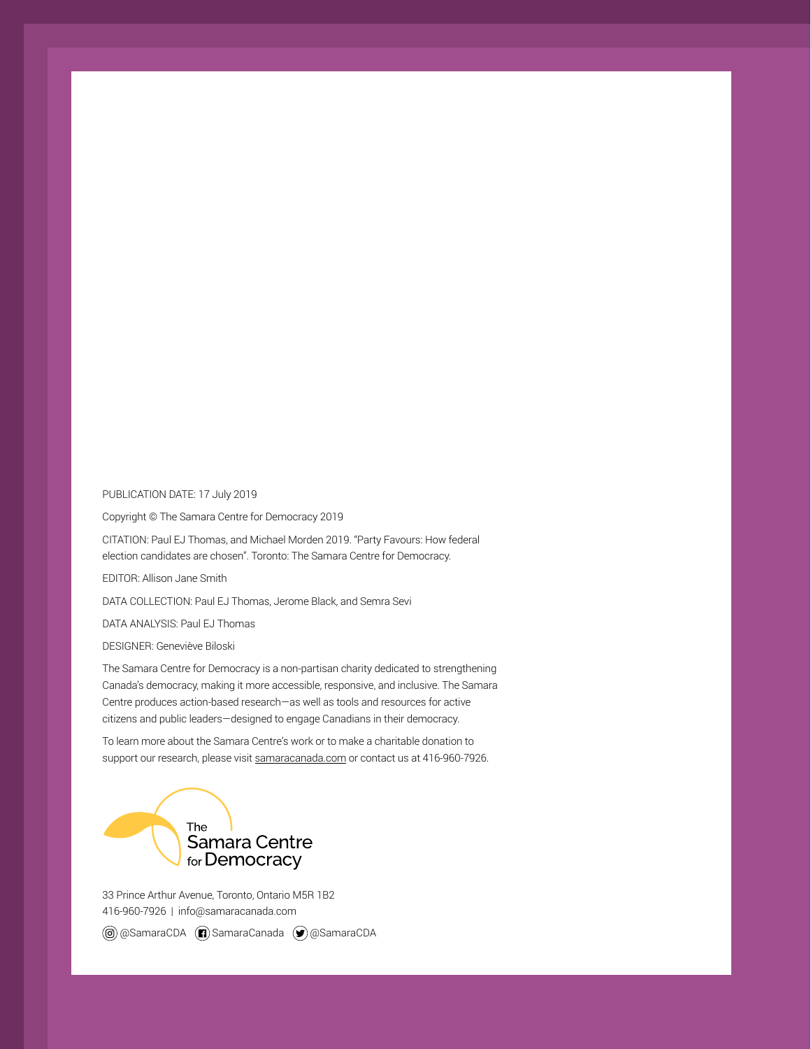PUBLICATION DATE: 17 July 2019

Copyright © The Samara Centre for Democracy 2019

CITATION: Paul EJ Thomas, and Michael Morden 2019. "Party Favours: How federal election candidates are chosen". Toronto: The Samara Centre for Democracy.

EDITOR: Allison Jane Smith

DATA COLLECTION: Paul EJ Thomas, Jerome Black, and Semra Sevi

DATA ANALYSIS: Paul EJ Thomas

DESIGNER: Geneviève Biloski

The Samara Centre for Democracy is a non-partisan charity dedicated to strengthening Canada's democracy, making it more accessible, responsive, and inclusive. The Samara Centre produces action-based research—as well as tools and resources for active citizens and public leaders—designed to engage Canadians in their democracy.

To learn more about the Samara Centre's work or to make a charitable donation to support our research, please visit samaracanada.com or contact us at 416-960-7926.

The Samara Centre for Democracy

33 Prince Arthur Avenue, Toronto, Ontario M5R 1B2
416-960-7926 | info@samaracanada.com

@SamaraCDA SamaraCanada @SamaraCDA